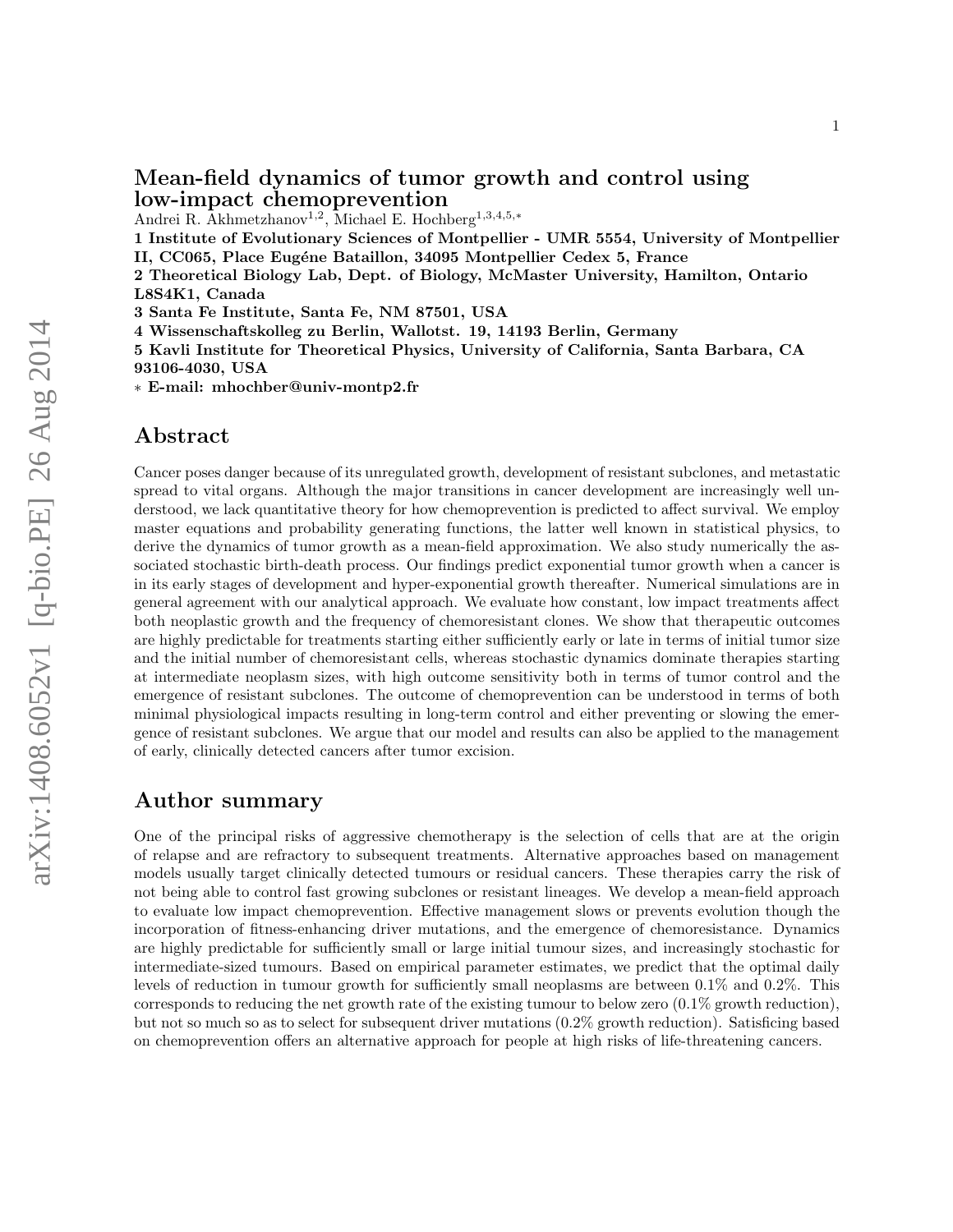# Mean-field dynamics of tumor growth and control using low-impact chemoprevention

Andrei R. Akhmetzhanov[1,2], Michael E. Hochberg[1,3,4,5,*]

**1 Institute of Evolutionary Sciences of Montpellier - UMR 5554, University of Montpellier II, CC065, Place Eugéne Bataillon, 34095 Montpellier Cedex 5, France**

**2 Theoretical Biology Lab, Dept. of Biology, McMaster University, Hamilton, Ontario L8S4K1, Canada**

**3 Santa Fe Institute, Santa Fe, NM 87501, USA**

**4 Wissenschaftskolleg zu Berlin, Wallotst. 19, 14193 Berlin, Germany**

**5 Kavli Institute for Theoretical Physics, University of California, Santa Barbara, CA 93106-4030, USA**

**\* E-mail: mhochber@univ-montp2.fr**

## Abstract

Cancer poses danger because of its unregulated growth, development of resistant subclones, and metastatic spread to vital organs. Although the major transitions in cancer development are increasingly well understood, we lack quantitative theory for how chemoprevention is predicted to affect survival. We employ master equations and probability generating functions, the latter well known in statistical physics, to derive the dynamics of tumor growth as a mean-field approximation. We also study numerically the associated stochastic birth-death process. Our findings predict exponential tumor growth when a cancer is in its early stages of development and hyper-exponential growth thereafter. Numerical simulations are in general agreement with our analytical approach. We evaluate how constant, low impact treatments affect both neoplastic growth and the frequency of chemoresistant clones. We show that therapeutic outcomes are highly predictable for treatments starting either sufficiently early or late in terms of initial tumor size and the initial number of chemoresistant cells, whereas stochastic dynamics dominate therapies starting at intermediate neoplasm sizes, with high outcome sensitivity both in terms of tumor control and the emergence of resistant subclones. The outcome of chemoprevention can be understood in terms of both minimal physiological impacts resulting in long-term control and either preventing or slowing the emergence of resistant subclones. We argue that our model and results can also be applied to the management of early, clinically detected cancers after tumor excision.

## Author summary

One of the principal risks of aggressive chemotherapy is the selection of cells that are at the origin of relapse and are refractory to subsequent treatments. Alternative approaches based on management models usually target clinically detected tumours or residual cancers. These therapies carry the risk of not being able to control fast growing subclones or resistant lineages. We develop a mean-field approach to evaluate low impact chemoprevention. Effective management slows or prevents evolution though the incorporation of fitness-enhancing driver mutations, and the emergence of chemoresistance. Dynamics are highly predictable for sufficiently small or large initial tumour sizes, and increasingly stochastic for intermediate-sized tumours. Based on empirical parameter estimates, we predict that the optimal daily levels of reduction in tumour growth for sufficiently small neoplasms are between 0.1% and 0.2%. This corresponds to reducing the net growth rate of the existing tumour to below zero (0.1% growth reduction), but not so much so as to select for subsequent driver mutations (0.2% growth reduction). Satisficing based on chemoprevention offers an alternative approach for people at high risks of life-threatening cancers.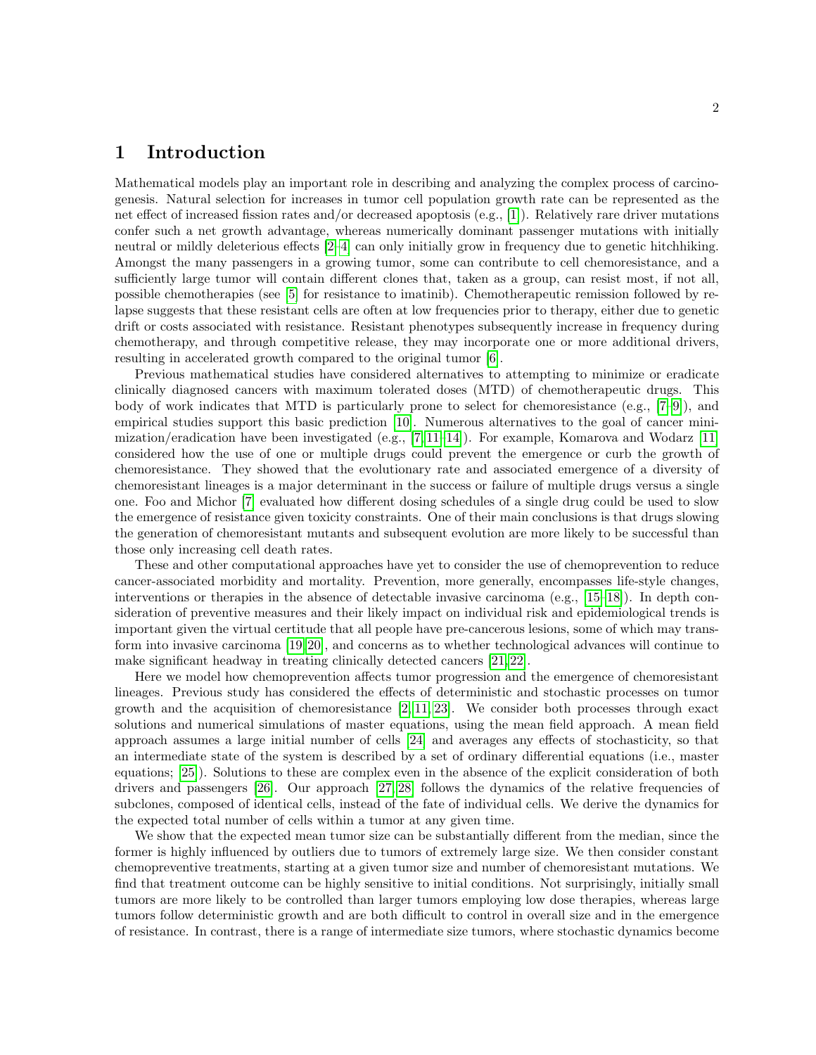# 1 Introduction

Mathematical models play an important role in describing and analyzing the complex process of carcinogenesis. Natural selection for increases in tumor cell population growth rate can be represented as the net effect of increased fission rates and/or decreased apoptosis (e.g., [1]). Relatively rare driver mutations confer such a net growth advantage, whereas numerically dominant passenger mutations with initially neutral or mildly deleterious effects [2–4] can only initially grow in frequency due to genetic hitchhiking. Amongst the many passengers in a growing tumor, some can contribute to cell chemoresistance, and a sufficiently large tumor will contain different clones that, taken as a group, can resist most, if not all, possible chemotherapies (see [5] for resistance to imatinib). Chemotherapeutic remission followed by relapse suggests that these resistant cells are often at low frequencies prior to therapy, either due to genetic drift or costs associated with resistance. Resistant phenotypes subsequently increase in frequency during chemotherapy, and through competitive release, they may incorporate one or more additional drivers, resulting in accelerated growth compared to the original tumor [6].

Previous mathematical studies have considered alternatives to attempting to minimize or eradicate clinically diagnosed cancers with maximum tolerated doses (MTD) of chemotherapeutic drugs. This body of work indicates that MTD is particularly prone to select for chemoresistance (e.g., [7–9]), and empirical studies support this basic prediction [10]. Numerous alternatives to the goal of cancer minimization/eradication have been investigated (e.g., [7, 11–14]). For example, Komarova and Wodarz [11] considered how the use of one or multiple drugs could prevent the emergence or curb the growth of chemoresistance. They showed that the evolutionary rate and associated emergence of a diversity of chemoresistant lineages is a major determinant in the success or failure of multiple drugs versus a single one. Foo and Michor [7] evaluated how different dosing schedules of a single drug could be used to slow the emergence of resistance given toxicity constraints. One of their main conclusions is that drugs slowing the generation of chemoresistant mutants and subsequent evolution are more likely to be successful than those only increasing cell death rates.

These and other computational approaches have yet to consider the use of chemoprevention to reduce cancer-associated morbidity and mortality. Prevention, more generally, encompasses life-style changes, interventions or therapies in the absence of detectable invasive carcinoma (e.g., [15–18]). In depth consideration of preventive measures and their likely impact on individual risk and epidemiological trends is important given the virtual certitude that all people have pre-cancerous lesions, some of which may transform into invasive carcinoma [19, 20], and concerns as to whether technological advances will continue to make significant headway in treating clinically detected cancers [21, 22].

Here we model how chemoprevention affects tumor progression and the emergence of chemoresistant lineages. Previous study has considered the effects of deterministic and stochastic processes on tumor growth and the acquisition of chemoresistance [2, 11, 23]. We consider both processes through exact solutions and numerical simulations of master equations, using the mean field approach. A mean field approach assumes a large initial number of cells [24] and averages any effects of stochasticity, so that an intermediate state of the system is described by a set of ordinary differential equations (i.e., master equations; [25]). Solutions to these are complex even in the absence of the explicit consideration of both drivers and passengers [26]. Our approach [27, 28] follows the dynamics of the relative frequencies of subclones, composed of identical cells, instead of the fate of individual cells. We derive the dynamics for the expected total number of cells within a tumor at any given time.

We show that the expected mean tumor size can be substantially different from the median, since the former is highly influenced by outliers due to tumors of extremely large size. We then consider constant chemopreventive treatments, starting at a given tumor size and number of chemoresistant mutations. We find that treatment outcome can be highly sensitive to initial conditions. Not surprisingly, initially small tumors are more likely to be controlled than larger tumors employing low dose therapies, whereas large tumors follow deterministic growth and are both difficult to control in overall size and in the emergence of resistance. In contrast, there is a range of intermediate size tumors, where stochastic dynamics become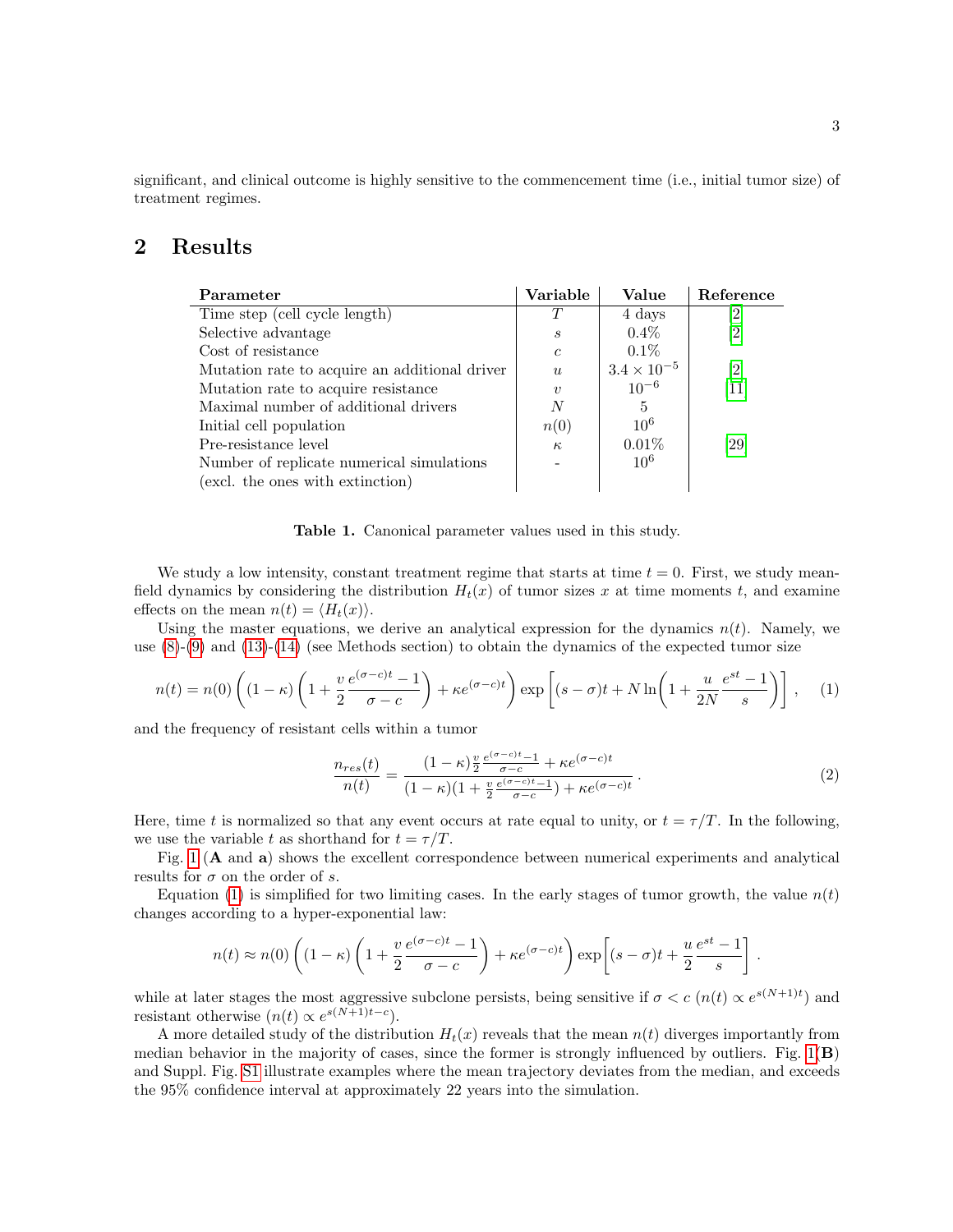significant, and clinical outcome is highly sensitive to the commencement time (i.e., initial tumor size) of treatment regimes.

## 2 Results

| **Parameter** | **Variable** | **Value** | **Reference** |
|---|---|---|---|
| Time step (cell cycle length) | $T$ | 4 days | [2] |
| Selective advantage | $s$ | 0.4% | [2] |
| Cost of resistance | $c$ | 0.1% | |
| Mutation rate to acquire an additional driver | $u$ | $3.4 \times 10^{-5}$ | [2] |
| Mutation rate to acquire resistance | $v$ | $10^{-6}$ | [11] |
| Maximal number of additional drivers | $N$ | 5 | |
| Initial cell population | $n(0)$ | $10^6$ | |
| Pre-resistance level | $\kappa$ | 0.01% | [29] |
| Number of replicate numerical simulations (excl. the ones with extinction) | - | $10^6$ | |

**Table 1.** Canonical parameter values used in this study.

We study a low intensity, constant treatment regime that starts at time $t = 0$. First, we study mean-field dynamics by considering the distribution $H_t(x)$ of tumor sizes $x$ at time moments $t$, and examine effects on the mean $n(t) = \langle H_t(x) \rangle$.

Using the master equations, we derive an analytical expression for the dynamics $n(t)$. Namely, we use (8)-(9) and (13)-(14) (see Methods section) to obtain the dynamics of the expected tumor size

$$n(t) = n(0)\left((1-\kappa)\left(1 + \frac{v}{2}\frac{e^{(\sigma-c)t}-1}{\sigma-c}\right) + \kappa e^{(\sigma-c)t}\right)\exp\left[(s-\sigma)t + N\ln\left(1 + \frac{u}{2N}\frac{e^{st}-1}{s}\right)\right], \quad (1)$$

and the frequency of resistant cells within a tumor

$$\frac{n_{res}(t)}{n(t)} = \frac{(1-\kappa)\frac{v}{2}\frac{e^{(\sigma-c)t}-1}{\sigma-c} + \kappa e^{(\sigma-c)t}}{(1-\kappa)(1+\frac{v}{2}\frac{e^{(\sigma-c)t}-1}{\sigma-c}) + \kappa e^{(\sigma-c)t}}. \quad (2)$$

Here, time $t$ is normalized so that any event occurs at rate equal to unity, or $t = \tau/T$. In the following, we use the variable $t$ as shorthand for $t = \tau/T$.

Fig. 1 (**A** and **a**) shows the excellent correspondence between numerical experiments and analytical results for $\sigma$ on the order of $s$.

Equation (1) is simplified for two limiting cases. In the early stages of tumor growth, the value $n(t)$ changes according to a hyper-exponential law:

$$n(t) \approx n(0)\left((1-\kappa)\left(1 + \frac{v}{2}\frac{e^{(\sigma-c)t}-1}{\sigma-c}\right) + \kappa e^{(\sigma-c)t}\right)\exp\left[(s-\sigma)t + \frac{u}{2}\frac{e^{st}-1}{s}\right].$$

while at later stages the most aggressive subclone persists, being sensitive if $\sigma < c$ ($n(t) \propto e^{s(N+1)t}$) and resistant otherwise ($n(t) \propto e^{s(N+1)t-c}$).

A more detailed study of the distribution $H_t(x)$ reveals that the mean $n(t)$ diverges importantly from median behavior in the majority of cases, since the former is strongly influenced by outliers. Fig. 1(**B**) and Suppl. Fig. S1 illustrate examples where the mean trajectory deviates from the median, and exceeds the 95% confidence interval at approximately 22 years into the simulation.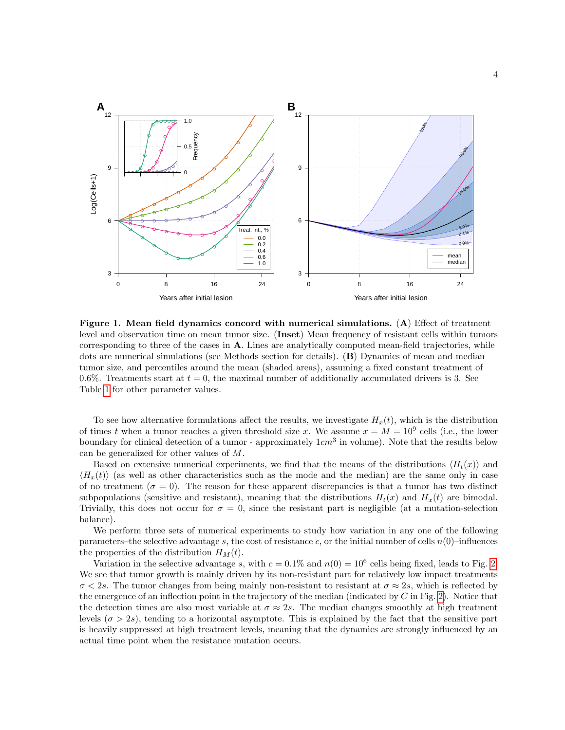A

12

9

6

3

0 8 16 24

Log(Cells+1)

Years after initial lesion

1.0

0.5

0

Frequency

Treat. int., %

0.0

0.2

0.4

0.6

1.0

B

12

9

6

3

0 8 16 24

Years after initial lesion

100%

99.9%

95.0%

5.0%

0.1%

0.0%

mean

median

**Figure 1. Mean field dynamics concord with numerical simulations.** (**A**) Effect of treatment level and observation time on mean tumor size. (**Inset**) Mean frequency of resistant cells within tumors corresponding to three of the cases in **A**. Lines are analytically computed mean-field trajectories, while dots are numerical simulations (see Methods section for details). (**B**) Dynamics of mean and median tumor size, and percentiles around the mean (shaded areas), assuming a fixed constant treatment of 0.6%. Treatments start at $t = 0$, the maximal number of additionally accumulated drivers is 3. See Table 1 for other parameter values.

To see how alternative formulations affect the results, we investigate $H_x(t)$, which is the distribution of times $t$ when a tumor reaches a given threshold size $x$. We assume $x = M = 10^9$ cells (i.e., the lower boundary for clinical detection of a tumor - approximately $1cm^3$ in volume). Note that the results below can be generalized for other values of $M$.

Based on extensive numerical experiments, we find that the means of the distributions $\langle H_t(x) \rangle$ and $\langle H_x(t) \rangle$ (as well as other characteristics such as the mode and the median) are the same only in case of no treatment ($\sigma = 0$). The reason for these apparent discrepancies is that a tumor has two distinct subpopulations (sensitive and resistant), meaning that the distributions $H_t(x)$ and $H_x(t)$ are bimodal. Trivially, this does not occur for $\sigma = 0$, since the resistant part is negligible (at a mutation-selection balance).

We perform three sets of numerical experiments to study how variation in any one of the following parameters–the selective advantage $s$, the cost of resistance $c$, or the initial number of cells $n(0)$–influences the properties of the distribution $H_M(t)$.

Variation in the selective advantage $s$, with $c = 0.1\%$ and $n(0) = 10^6$ cells being fixed, leads to Fig. 2. We see that tumor growth is mainly driven by its non-resistant part for relatively low impact treatments $\sigma < 2s$. The tumor changes from being mainly non-resistant to resistant at $\sigma \approx 2s$, which is reflected by the emergence of an inflection point in the trajectory of the median (indicated by $C$ in Fig. 2). Notice that the detection times are also most variable at $\sigma \approx 2s$. The median changes smoothly at high treatment levels ($\sigma > 2s$), tending to a horizontal asymptote. This is explained by the fact that the sensitive part is heavily suppressed at high treatment levels, meaning that the dynamics are strongly influenced by an actual time point when the resistance mutation occurs.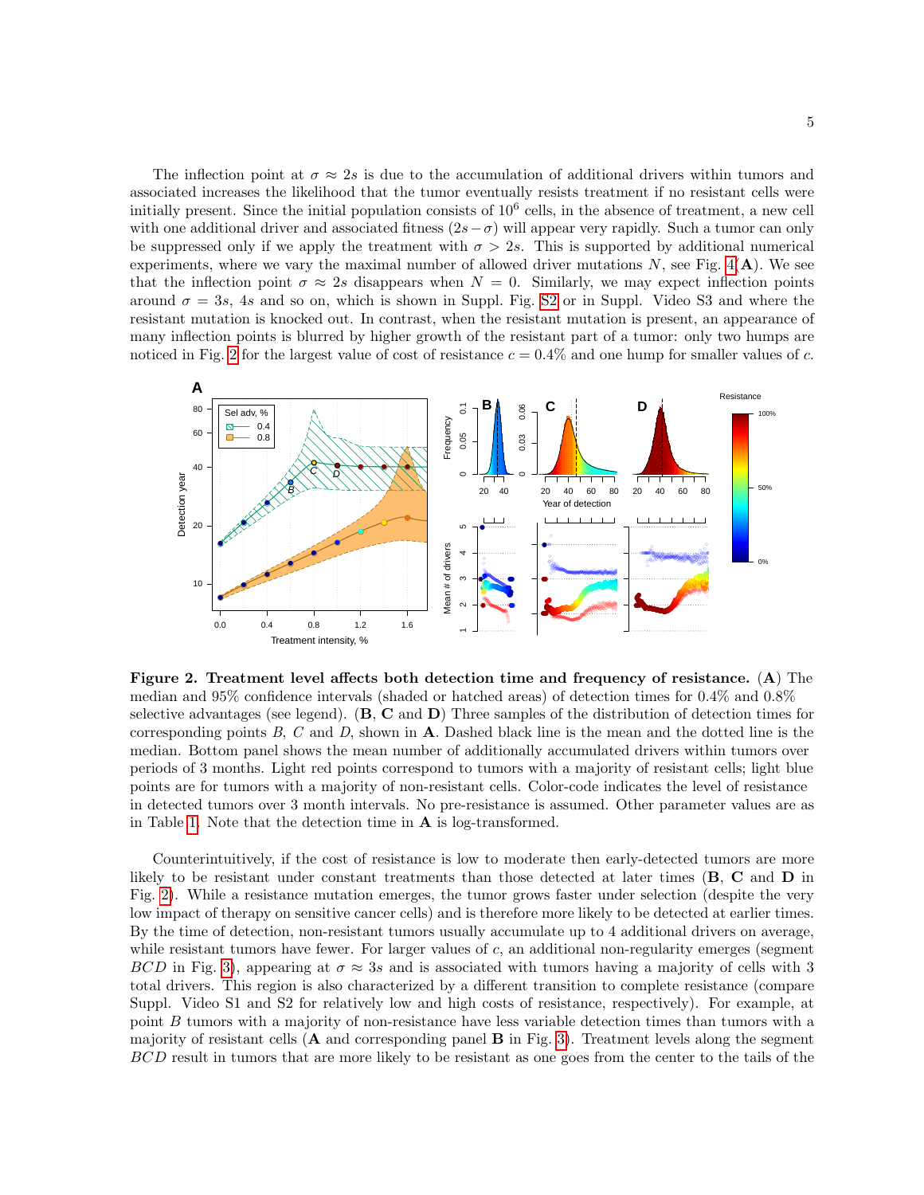The inflection point at $\sigma \approx 2s$ is due to the accumulation of additional drivers within tumors and associated increases the likelihood that the tumor eventually resists treatment if no resistant cells were initially present. Since the initial population consists of $10^6$ cells, in the absence of treatment, a new cell with one additional driver and associated fitness $(2s - \sigma)$ will appear very rapidly. Such a tumor can only be suppressed only if we apply the treatment with $\sigma > 2s$. This is supported by additional numerical experiments, where we vary the maximal number of allowed driver mutations $N$, see Fig. 4(**A**). We see that the inflection point $\sigma \approx 2s$ disappears when $N = 0$. Similarly, we may expect inflection points around $\sigma = 3s$, $4s$ and so on, which is shown in Suppl. Fig. S2 or in Suppl. Video S3 and where the resistant mutation is knocked out. In contrast, when the resistant mutation is present, an appearance of many inflection points is blurred by higher growth of the resistant part of a tumor: only two humps are noticed in Fig. 2 for the largest value of cost of resistance $c = 0.4\%$ and one hump for smaller values of $c$.

A
Sel adv, %
0.4
0.8
Detection year
Treatment intensity, %
B C D
Frequency
Year of detection
Mean # of drivers
Resistance
100%
50%
0%

**Figure 2. Treatment level affects both detection time and frequency of resistance.** (**A**) The median and 95% confidence intervals (shaded or hatched areas) of detection times for 0.4% and 0.8% selective advantages (see legend). (**B**, **C** and **D**) Three samples of the distribution of detection times for corresponding points $B$, $C$ and $D$, shown in **A**. Dashed black line is the mean and the dotted line is the median. Bottom panel shows the mean number of additionally accumulated drivers within tumors over periods of 3 months. Light red points correspond to tumors with a majority of resistant cells; light blue points are for tumors with a majority of non-resistant cells. Color-code indicates the level of resistance in detected tumors over 3 month intervals. No pre-resistance is assumed. Other parameter values are as in Table 1. Note that the detection time in **A** is log-transformed.

Counterintuitively, if the cost of resistance is low to moderate then early-detected tumors are more likely to be resistant under constant treatments than those detected at later times (**B**, **C** and **D** in Fig. 2). While a resistance mutation emerges, the tumor grows faster under selection (despite the very low impact of therapy on sensitive cancer cells) and is therefore more likely to be detected at earlier times. By the time of detection, non-resistant tumors usually accumulate up to 4 additional drivers on average, while resistant tumors have fewer. For larger values of $c$, an additional non-regularity emerges (segment $BCD$ in Fig. 3), appearing at $\sigma \approx 3s$ and is associated with tumors having a majority of cells with 3 total drivers. This region is also characterized by a different transition to complete resistance (compare Suppl. Video S1 and S2 for relatively low and high costs of resistance, respectively). For example, at point $B$ tumors with a majority of non-resistance have less variable detection times than tumors with a majority of resistant cells (**A** and corresponding panel **B** in Fig. 3). Treatment levels along the segment $BCD$ result in tumors that are more likely to be resistant as one goes from the center to the tails of the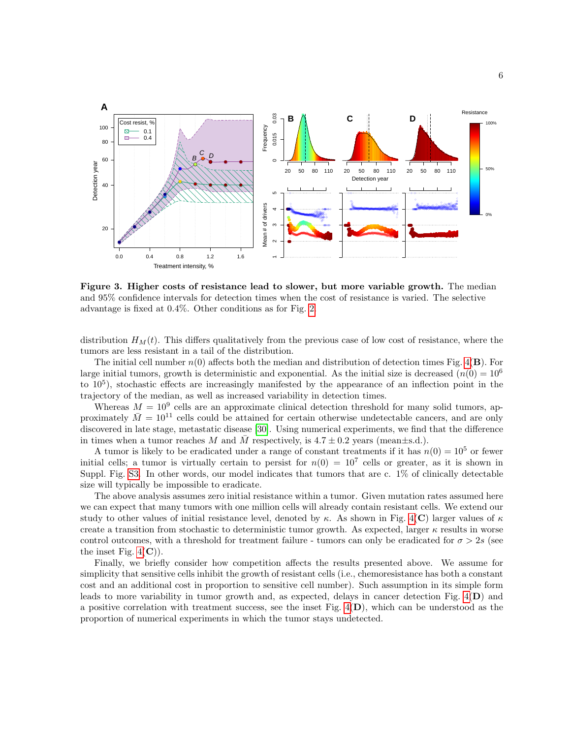A

Cost resist, %
0.1
0.4

Detection year

Treatment intensity, %

B C D

Frequency

Detection year

Mean # of drivers

Resistance
100%
50%
0%

**Figure 3. Higher costs of resistance lead to slower, but more variable growth.** The median and 95% confidence intervals for detection times when the cost of resistance is varied. The selective advantage is fixed at 0.4%. Other conditions as for Fig. 2

distribution $H_M(t)$. This differs qualitatively from the previous case of low cost of resistance, where the tumors are less resistant in a tail of the distribution.

The initial cell number $n(0)$ affects both the median and distribution of detection times Fig. 4(**B**). For large initial tumors, growth is deterministic and exponential. As the initial size is decreased ($n(0) = 10^6$ to $10^5$), stochastic effects are increasingly manifested by the appearance of an inflection point in the trajectory of the median, as well as increased variability in detection times.

Whereas $M = 10^9$ cells are an approximate clinical detection threshold for many solid tumors, approximately $\bar{M} = 10^{11}$ cells could be attained for certain otherwise undetectable cancers, and are only discovered in late stage, metastatic disease [30]. Using numerical experiments, we find that the difference in times when a tumor reaches $M$ and $\bar{M}$ respectively, is $4.7 \pm 0.2$ years (mean±s.d.).

A tumor is likely to be eradicated under a range of constant treatments if it has $n(0) = 10^5$ or fewer initial cells; a tumor is virtually certain to persist for $n(0) = 10^7$ cells or greater, as it is shown in Suppl. Fig. S3. In other words, our model indicates that tumors that are c. 1% of clinically detectable size will typically be impossible to eradicate.

The above analysis assumes zero initial resistance within a tumor. Given mutation rates assumed here we can expect that many tumors with one million cells will already contain resistant cells. We extend our study to other values of initial resistance level, denoted by $\kappa$. As shown in Fig. 4(**C**) larger values of $\kappa$ create a transition from stochastic to deterministic tumor growth. As expected, larger $\kappa$ results in worse control outcomes, with a threshold for treatment failure - tumors can only be eradicated for $\sigma > 2s$ (see the inset Fig. 4(**C**)).

Finally, we briefly consider how competition affects the results presented above. We assume for simplicity that sensitive cells inhibit the growth of resistant cells (i.e., chemoresistance has both a constant cost and an additional cost in proportion to sensitive cell number). Such assumption in its simple form leads to more variability in tumor growth and, as expected, delays in cancer detection Fig. 4(**D**) and a positive correlation with treatment success, see the inset Fig. 4(**D**), which can be understood as the proportion of numerical experiments in which the tumor stays undetected.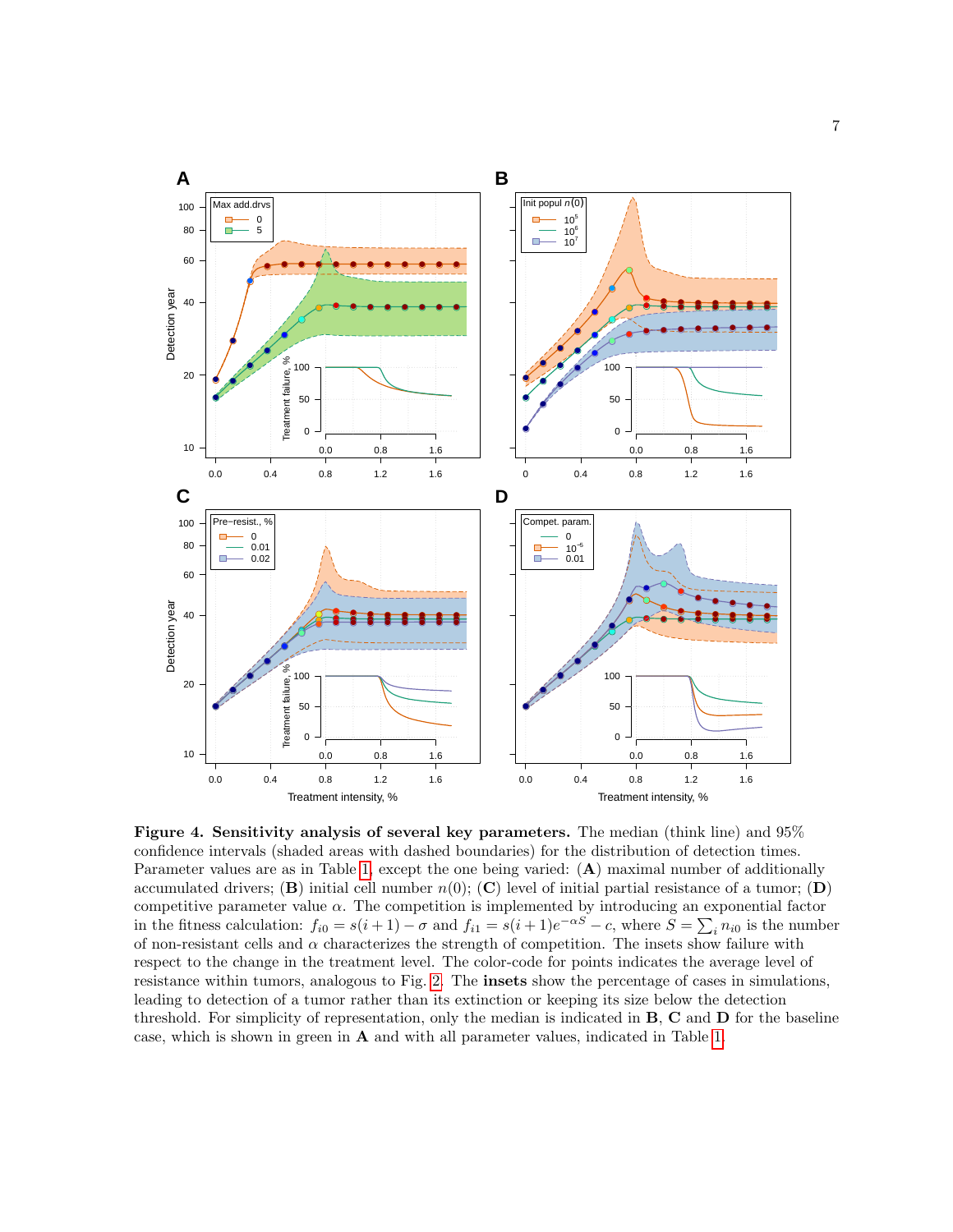A

Max add.drvs

0

5

Detection year

100

80

60

40

20

10

Treatment failure, %

100

50

0

0.0

0.8

1.6

0.0

0.4

0.8

1.2

1.6

B

Init popul $n(0)$

$10^5$

$10^6$

$10^7$

100

50

0

0.0

0.8

1.6

0

0.4

0.8

1.2

1.6

C

Pre−resist., %

0

0.01

0.02

Detection year

100

80

60

40

20

10

Treatment failure, %

100

50

0

0.0

0.8

1.6

0.0

0.4

0.8

1.2

1.6

Treatment intensity, %

D

Compet. param.

0

$10^{-5}$

0.01

100

50

0

0.0

0.8

1.6

0.0

0.4

0.8

1.2

1.6

Treatment intensity, %

**Figure 4. Sensitivity analysis of several key parameters.** The median (think line) and 95% confidence intervals (shaded areas with dashed boundaries) for the distribution of detection times. Parameter values are as in Table 1, except the one being varied: (**A**) maximal number of additionally accumulated drivers; (**B**) initial cell number $n(0)$; (**C**) level of initial partial resistance of a tumor; (**D**) competitive parameter value $\alpha$. The competition is implemented by introducing an exponential factor in the fitness calculation: $f_{i0} = s(i+1) - \sigma$ and $f_{i1} = s(i+1)e^{-\alpha S} - c$, where $S = \sum_i n_{i0}$ is the number of non-resistant cells and $\alpha$ characterizes the strength of competition. The insets show failure with respect to the change in the treatment level. The color-code for points indicates the average level of resistance within tumors, analogous to Fig. 2. The **insets** show the percentage of cases in simulations, leading to detection of a tumor rather than its extinction or keeping its size below the detection threshold. For simplicity of representation, only the median is indicated in **B**, **C** and **D** for the baseline case, which is shown in green in **A** and with all parameter values, indicated in Table 1.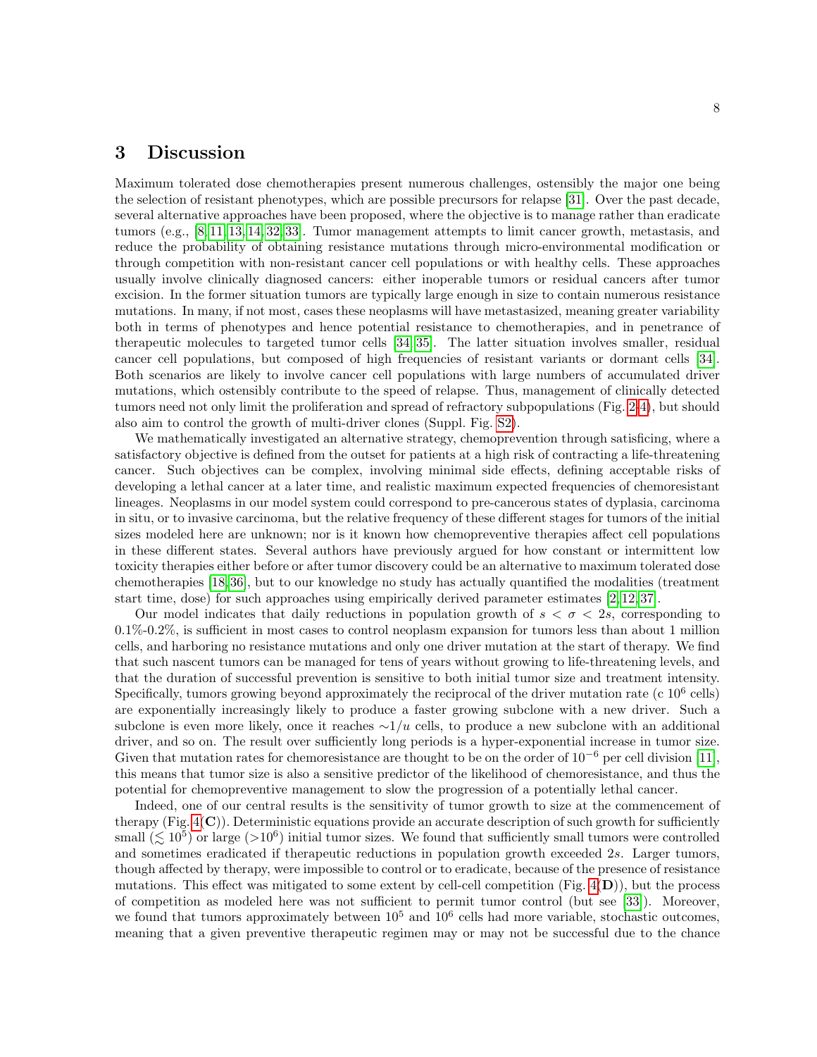## 3 Discussion

Maximum tolerated dose chemotherapies present numerous challenges, ostensibly the major one being the selection of resistant phenotypes, which are possible precursors for relapse [31]. Over the past decade, several alternative approaches have been proposed, where the objective is to manage rather than eradicate tumors (e.g., [8,11,13,14,32,33]. Tumor management attempts to limit cancer growth, metastasis, and reduce the probability of obtaining resistance mutations through micro-environmental modification or through competition with non-resistant cancer cell populations or with healthy cells. These approaches usually involve clinically diagnosed cancers: either inoperable tumors or residual cancers after tumor excision. In the former situation tumors are typically large enough in size to contain numerous resistance mutations. In many, if not most, cases these neoplasms will have metastasized, meaning greater variability both in terms of phenotypes and hence potential resistance to chemotherapies, and in penetrance of therapeutic molecules to targeted tumor cells [34,35]. The latter situation involves smaller, residual cancer cell populations, but composed of high frequencies of resistant variants or dormant cells [34]. Both scenarios are likely to involve cancer cell populations with large numbers of accumulated driver mutations, which ostensibly contribute to the speed of relapse. Thus, management of clinically detected tumors need not only limit the proliferation and spread of refractory subpopulations (Fig. 2-4), but should also aim to control the growth of multi-driver clones (Suppl. Fig. S2).

We mathematically investigated an alternative strategy, chemoprevention through satisficing, where a satisfactory objective is defined from the outset for patients at a high risk of contracting a life-threatening cancer. Such objectives can be complex, involving minimal side effects, defining acceptable risks of developing a lethal cancer at a later time, and realistic maximum expected frequencies of chemoresistant lineages. Neoplasms in our model system could correspond to pre-cancerous states of dyplasia, carcinoma in situ, or to invasive carcinoma, but the relative frequency of these different stages for tumors of the initial sizes modeled here are unknown; nor is it known how chemopreventive therapies affect cell populations in these different states. Several authors have previously argued for how constant or intermittent low toxicity therapies either before or after tumor discovery could be an alternative to maximum tolerated dose chemotherapies [18,36], but to our knowledge no study has actually quantified the modalities (treatment start time, dose) for such approaches using empirically derived parameter estimates [2,12,37].

Our model indicates that daily reductions in population growth of $s < \sigma < 2s$, corresponding to 0.1%-0.2%, is sufficient in most cases to control neoplasm expansion for tumors less than about 1 million cells, and harboring no resistance mutations and only one driver mutation at the start of therapy. We find that such nascent tumors can be managed for tens of years without growing to life-threatening levels, and that the duration of successful prevention is sensitive to both initial tumor size and treatment intensity. Specifically, tumors growing beyond approximately the reciprocal of the driver mutation rate (c $10^6$ cells) are exponentially increasingly likely to produce a faster growing subclone with a new driver. Such a subclone is even more likely, once it reaches $\sim 1/u$ cells, to produce a new subclone with an additional driver, and so on. The result over sufficiently long periods is a hyper-exponential increase in tumor size. Given that mutation rates for chemoresistance are thought to be on the order of $10^{-6}$ per cell division [11], this means that tumor size is also a sensitive predictor of the likelihood of chemoresistance, and thus the potential for chemopreventive management to slow the progression of a potentially lethal cancer.

Indeed, one of our central results is the sensitivity of tumor growth to size at the commencement of therapy (Fig. 4(**C**)). Deterministic equations provide an accurate description of such growth for sufficiently small ($\lesssim 10^5$) or large ($>10^6$) initial tumor sizes. We found that sufficiently small tumors were controlled and sometimes eradicated if therapeutic reductions in population growth exceeded $2s$. Larger tumors, though affected by therapy, were impossible to control or to eradicate, because of the presence of resistance mutations. This effect was mitigated to some extent by cell-cell competition (Fig. 4(**D**)), but the process of competition as modeled here was not sufficient to permit tumor control (but see [33]). Moreover, we found that tumors approximately between $10^5$ and $10^6$ cells had more variable, stochastic outcomes, meaning that a given preventive therapeutic regimen may or may not be successful due to the chance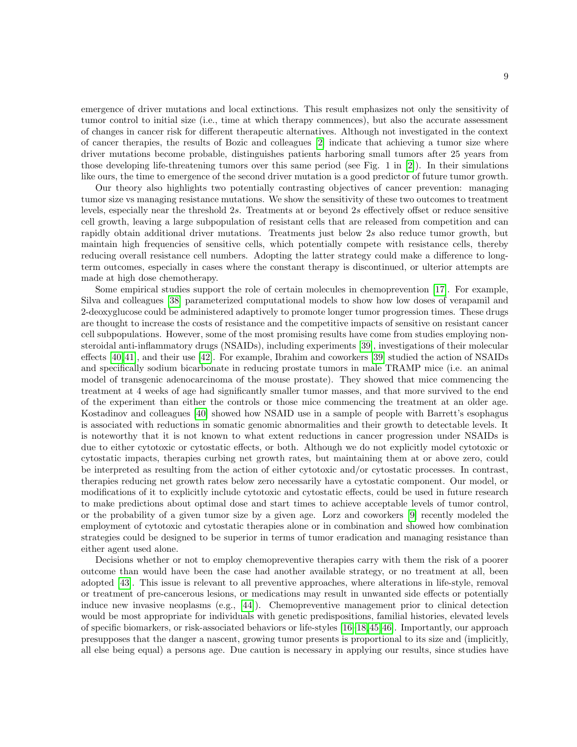emergence of driver mutations and local extinctions. This result emphasizes not only the sensitivity of tumor control to initial size (i.e., time at which therapy commences), but also the accurate assessment of changes in cancer risk for different therapeutic alternatives. Although not investigated in the context of cancer therapies, the results of Bozic and colleagues [2] indicate that achieving a tumor size where driver mutations become probable, distinguishes patients harboring small tumors after 25 years from those developing life-threatening tumors over this same period (see Fig. 1 in [2]). In their simulations like ours, the time to emergence of the second driver mutation is a good predictor of future tumor growth.

Our theory also highlights two potentially contrasting objectives of cancer prevention: managing tumor size vs managing resistance mutations. We show the sensitivity of these two outcomes to treatment levels, especially near the threshold $2s$. Treatments at or beyond $2s$ effectively offset or reduce sensitive cell growth, leaving a large subpopulation of resistant cells that are released from competition and can rapidly obtain additional driver mutations. Treatments just below $2s$ also reduce tumor growth, but maintain high frequencies of sensitive cells, which potentially compete with resistance cells, thereby reducing overall resistance cell numbers. Adopting the latter strategy could make a difference to long-term outcomes, especially in cases where the constant therapy is discontinued, or ulterior attempts are made at high dose chemotherapy.

Some empirical studies support the role of certain molecules in chemoprevention [17]. For example, Silva and colleagues [38] parameterized computational models to show how low doses of verapamil and 2-deoxyglucose could be administered adaptively to promote longer tumor progression times. These drugs are thought to increase the costs of resistance and the competitive impacts of sensitive on resistant cancer cell subpopulations. However, some of the most promising results have come from studies employing non-steroidal anti-inflammatory drugs (NSAIDs), including experiments [39], investigations of their molecular effects [40, 41], and their use [42]. For example, Ibrahim and coworkers [39] studied the action of NSAIDs and specifically sodium bicarbonate in reducing prostate tumors in male TRAMP mice (i.e. an animal model of transgenic adenocarcinoma of the mouse prostate). They showed that mice commencing the treatment at 4 weeks of age had significantly smaller tumor masses, and that more survived to the end of the experiment than either the controls or those mice commencing the treatment at an older age. Kostadinov and colleagues [40] showed how NSAID use in a sample of people with Barrett's esophagus is associated with reductions in somatic genomic abnormalities and their growth to detectable levels. It is noteworthy that it is not known to what extent reductions in cancer progression under NSAIDs is due to either cytotoxic or cytostatic effects, or both. Although we do not explicitly model cytotoxic or cytostatic impacts, therapies curbing net growth rates, but maintaining them at or above zero, could be interpreted as resulting from the action of either cytotoxic and/or cytostatic processes. In contrast, therapies reducing net growth rates below zero necessarily have a cytostatic component. Our model, or modifications of it to explicitly include cytotoxic and cytostatic effects, could be used in future research to make predictions about optimal dose and start times to achieve acceptable levels of tumor control, or the probability of a given tumor size by a given age. Lorz and coworkers [9] recently modeled the employment of cytotoxic and cytostatic therapies alone or in combination and showed how combination strategies could be designed to be superior in terms of tumor eradication and managing resistance than either agent used alone.

Decisions whether or not to employ chemopreventive therapies carry with them the risk of a poorer outcome than would have been the case had another available strategy, or no treatment at all, been adopted [43]. This issue is relevant to all preventive approaches, where alterations in life-style, removal or treatment of pre-cancerous lesions, or medications may result in unwanted side effects or potentially induce new invasive neoplasms (e.g., [44]). Chemopreventive management prior to clinical detection would be most appropriate for individuals with genetic predispositions, familial histories, elevated levels of specific biomarkers, or risk-associated behaviors or life-styles [16–18, 45, 46]. Importantly, our approach presupposes that the danger a nascent, growing tumor presents is proportional to its size and (implicitly, all else being equal) a persons age. Due caution is necessary in applying our results, since studies have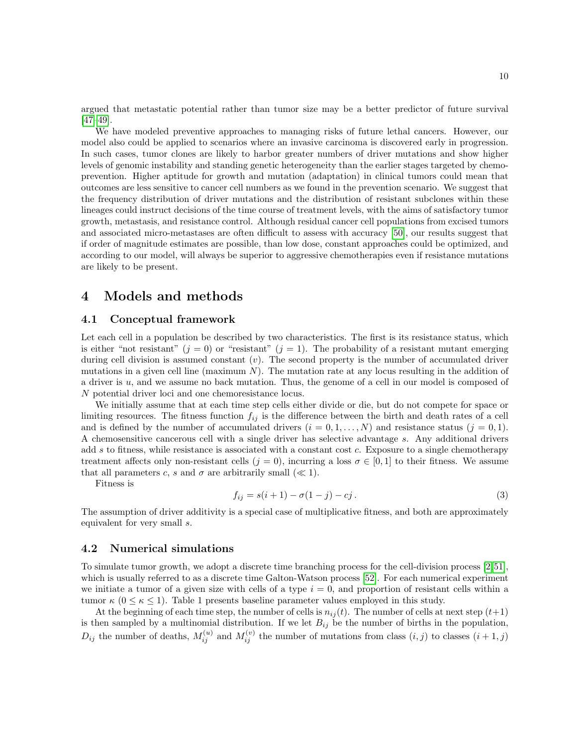argued that metastatic potential rather than tumor size may be a better predictor of future survival [47–49].

We have modeled preventive approaches to managing risks of future lethal cancers. However, our model also could be applied to scenarios where an invasive carcinoma is discovered early in progression. In such cases, tumor clones are likely to harbor greater numbers of driver mutations and show higher levels of genomic instability and standing genetic heterogeneity than the earlier stages targeted by chemoprevention. Higher aptitude for growth and mutation (adaptation) in clinical tumors could mean that outcomes are less sensitive to cancer cell numbers as we found in the prevention scenario. We suggest that the frequency distribution of driver mutations and the distribution of resistant subclones within these lineages could instruct decisions of the time course of treatment levels, with the aims of satisfactory tumor growth, metastasis, and resistance control. Although residual cancer cell populations from excised tumors and associated micro-metastases are often difficult to assess with accuracy [50], our results suggest that if order of magnitude estimates are possible, than low dose, constant approaches could be optimized, and according to our model, will always be superior to aggressive chemotherapies even if resistance mutations are likely to be present.

# 4 Models and methods

## 4.1 Conceptual framework

Let each cell in a population be described by two characteristics. The first is its resistance status, which is either "not resistant" ($j = 0$) or "resistant" ($j = 1$). The probability of a resistant mutant emerging during cell division is assumed constant ($v$). The second property is the number of accumulated driver mutations in a given cell line (maximum $N$). The mutation rate at any locus resulting in the addition of a driver is $u$, and we assume no back mutation. Thus, the genome of a cell in our model is composed of $N$ potential driver loci and one chemoresistance locus.

We initially assume that at each time step cells either divide or die, but do not compete for space or limiting resources. The fitness function $f_{ij}$ is the difference between the birth and death rates of a cell and is defined by the number of accumulated drivers ($i = 0, 1, \ldots, N$) and resistance status ($j = 0, 1$). A chemosensitive cancerous cell with a single driver has selective advantage $s$. Any additional drivers add $s$ to fitness, while resistance is associated with a constant cost $c$. Exposure to a single chemotherapy treatment affects only non-resistant cells ($j = 0$), incurring a loss $\sigma \in [0, 1]$ to their fitness. We assume that all parameters $c$, $s$ and $\sigma$ are arbitrarily small ($\ll 1$).

Fitness is

$$f_{ij} = s(i + 1) - \sigma(1 - j) - cj\,. \tag{3}$$

The assumption of driver additivity is a special case of multiplicative fitness, and both are approximately equivalent for very small $s$.

## 4.2 Numerical simulations

To simulate tumor growth, we adopt a discrete time branching process for the cell-division process [2][51], which is usually referred to as a discrete time Galton-Watson process [52]. For each numerical experiment we initiate a tumor of a given size with cells of a type $i = 0$, and proportion of resistant cells within a tumor $\kappa$ ($0 \le \kappa \le 1$). Table 1 presents baseline parameter values employed in this study.

At the beginning of each time step, the number of cells is $n_{ij}(t)$. The number of cells at next step ($t+1$) is then sampled by a multinomial distribution. If we let $B_{ij}$ be the number of births in the population, $D_{ij}$ the number of deaths, $M_{ij}^{(u)}$ and $M_{ij}^{(v)}$ the number of mutations from class $(i, j)$ to classes $(i + 1, j)$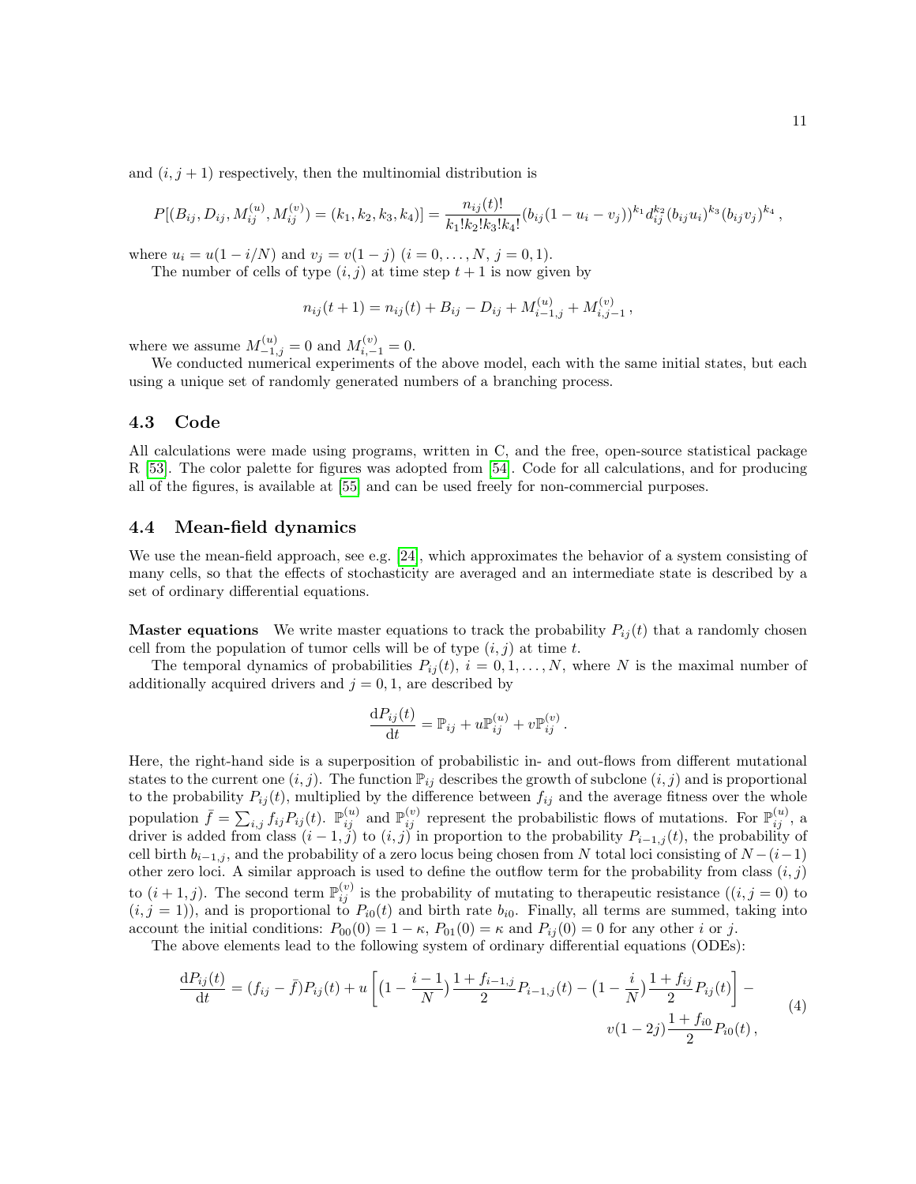and $(i, j+1)$ respectively, then the multinomial distribution is

$$P[(B_{ij}, D_{ij}, M_{ij}^{(u)}, M_{ij}^{(v)}) = (k_1, k_2, k_3, k_4)] = \frac{n_{ij}(t)!}{k_1!k_2!k_3!k_4!}(b_{ij}(1-u_i-v_j))^{k_1} d_{ij}^{k_2} (b_{ij}u_i)^{k_3} (b_{ij}v_j)^{k_4} \,,$$

where $u_i = u(1 - i/N)$ and $v_j = v(1-j)$ $(i = 0, \ldots, N,\ j = 0, 1)$.

The number of cells of type $(i, j)$ at time step $t + 1$ is now given by

$$n_{ij}(t+1) = n_{ij}(t) + B_{ij} - D_{ij} + M_{i-1,j}^{(u)} + M_{i,j-1}^{(v)} \,,$$

where we assume $M_{-1,j}^{(u)} = 0$ and $M_{i,-1}^{(v)} = 0$.

We conducted numerical experiments of the above model, each with the same initial states, but each using a unique set of randomly generated numbers of a branching process.

### 4.3 Code

All calculations were made using programs, written in C, and the free, open-source statistical package R [53]. The color palette for figures was adopted from [54]. Code for all calculations, and for producing all of the figures, is available at [55] and can be used freely for non-commercial purposes.

### 4.4 Mean-field dynamics

We use the mean-field approach, see e.g. [24], which approximates the behavior of a system consisting of many cells, so that the effects of stochasticity are averaged and an intermediate state is described by a set of ordinary differential equations.

**Master equations** We write master equations to track the probability $P_{ij}(t)$ that a randomly chosen cell from the population of tumor cells will be of type $(i, j)$ at time $t$.

The temporal dynamics of probabilities $P_{ij}(t)$, $i = 0, 1, \ldots, N$, where $N$ is the maximal number of additionally acquired drivers and $j = 0, 1$, are described by

$$\frac{\mathrm{d}P_{ij}(t)}{\mathrm{d}t} = \mathbb{P}_{ij} + u\mathbb{P}_{ij}^{(u)} + v\mathbb{P}_{ij}^{(v)} \,.$$

Here, the right-hand side is a superposition of probabilistic in- and out-flows from different mutational states to the current one $(i, j)$. The function $\mathbb{P}_{ij}$ describes the growth of subclone $(i, j)$ and is proportional to the probability $P_{ij}(t)$, multiplied by the difference between $f_{ij}$ and the average fitness over the whole population $\bar{f} = \sum_{i,j} f_{ij}P_{ij}(t)$. $\mathbb{P}_{ij}^{(u)}$ and $\mathbb{P}_{ij}^{(v)}$ represent the probabilistic flows of mutations. For $\mathbb{P}_{ij}^{(u)}$, a driver is added from class $(i-1, j)$ to $(i, j)$ in proportion to the probability $P_{i-1,j}(t)$, the probability of cell birth $b_{i-1,j}$, and the probability of a zero locus being chosen from $N$ total loci consisting of $N-(i-1)$ other zero loci. A similar approach is used to define the outflow term for the probability from class $(i, j)$ to $(i+1, j)$. The second term $\mathbb{P}_{ij}^{(v)}$ is the probability of mutating to therapeutic resistance ($(i, j = 0)$ to $(i, j = 1)$), and is proportional to $P_{i0}(t)$ and birth rate $b_{i0}$. Finally, all terms are summed, taking into account the initial conditions: $P_{00}(0) = 1 - \kappa$, $P_{01}(0) = \kappa$ and $P_{ij}(0) = 0$ for any other $i$ or $j$.

The above elements lead to the following system of ordinary differential equations (ODEs):

$$\frac{\mathrm{d}P_{ij}(t)}{\mathrm{d}t} = (f_{ij} - \bar{f})P_{ij}(t) + u\left[\left(1 - \frac{i-1}{N}\right)\frac{1+f_{i-1,j}}{2}P_{i-1,j}(t) - \left(1 - \frac{i}{N}\right)\frac{1+f_{ij}}{2}P_{ij}(t)\right] - v(1-2j)\frac{1+f_{i0}}{2}P_{i0}(t) \,, \tag{4}$$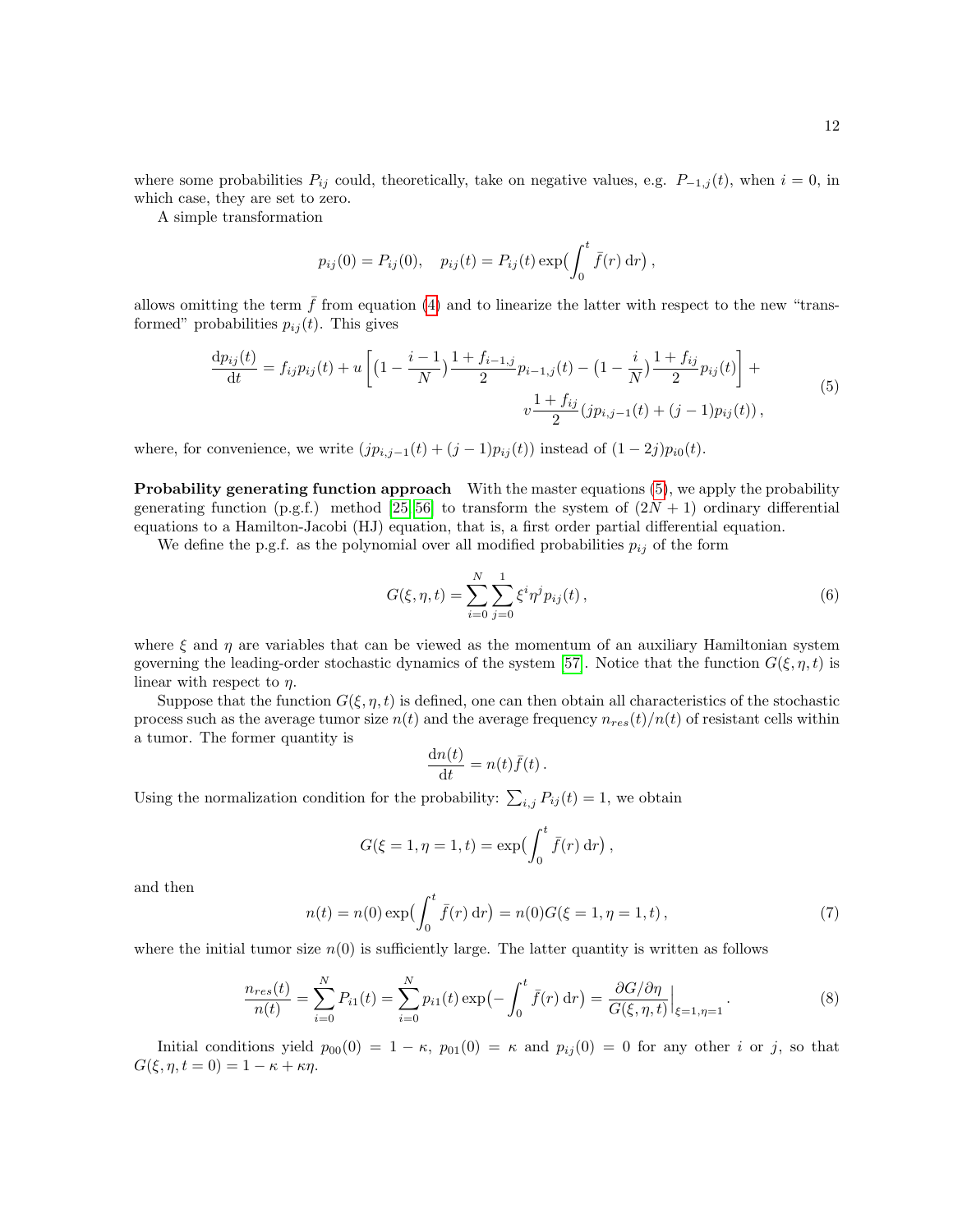where some probabilities $P_{ij}$ could, theoretically, take on negative values, e.g. $P_{-1,j}(t)$, when $i = 0$, in which case, they are set to zero.

A simple transformation

$$p_{ij}(0) = P_{ij}(0), \quad p_{ij}(t) = P_{ij}(t) \exp\Big(\int_0^t \bar{f}(r)\,\mathrm{d}r\Big)\,,$$

allows omitting the term $\bar{f}$ from equation (4) and to linearize the latter with respect to the new "transformed" probabilities $p_{ij}(t)$. This gives

$$\frac{\mathrm{d}p_{ij}(t)}{\mathrm{d}t} = f_{ij}p_{ij}(t) + u\left[\big(1 - \frac{i-1}{N}\big)\frac{1+f_{i-1,j}}{2}p_{i-1,j}(t) - \big(1 - \frac{i}{N}\big)\frac{1+f_{ij}}{2}p_{ij}(t)\right] + \\ v\frac{1+f_{ij}}{2}\left(jp_{i,j-1}(t) + (j-1)p_{ij}(t)\right), \tag{5}$$

where, for convenience, we write $(jp_{i,j-1}(t) + (j-1)p_{ij}(t))$ instead of $(1-2j)p_{i0}(t)$.

**Probability generating function approach** With the master equations (5), we apply the probability generating function (p.g.f.) method [25, 56] to transform the system of $(2N + 1)$ ordinary differential equations to a Hamilton-Jacobi (HJ) equation, that is, a first order partial differential equation.

We define the p.g.f. as the polynomial over all modified probabilities $p_{ij}$ of the form

$$G(\xi, \eta, t) = \sum_{i=0}^{N}\sum_{j=0}^{1} \xi^i \eta^j p_{ij}(t)\,, \tag{6}$$

where $\xi$ and $\eta$ are variables that can be viewed as the momentum of an auxiliary Hamiltonian system governing the leading-order stochastic dynamics of the system [57]. Notice that the function $G(\xi, \eta, t)$ is linear with respect to $\eta$.

Suppose that the function $G(\xi, \eta, t)$ is defined, one can then obtain all characteristics of the stochastic process such as the average tumor size $n(t)$ and the average frequency $n_{res}(t)/n(t)$ of resistant cells within a tumor. The former quantity is

$$\frac{\mathrm{d}n(t)}{\mathrm{d}t} = n(t)\bar{f}(t)\,.$$

Using the normalization condition for the probability: $\sum_{i,j} P_{ij}(t) = 1$, we obtain

$$G(\xi = 1, \eta = 1, t) = \exp\Big(\int_0^t \bar{f}(r)\,\mathrm{d}r\Big)\,,$$

and then

$$n(t) = n(0)\exp\Big(\int_0^t \bar{f}(r)\,\mathrm{d}r\Big) = n(0)G(\xi = 1, \eta = 1, t)\,, \tag{7}$$

where the initial tumor size $n(0)$ is sufficiently large. The latter quantity is written as follows

$$\frac{n_{res}(t)}{n(t)} = \sum_{i=0}^{N} P_{i1}(t) = \sum_{i=0}^{N} p_{i1}(t)\exp\Big(-\int_0^t \bar{f}(r)\,\mathrm{d}r\Big) = \frac{\partial G/\partial \eta}{G(\xi, \eta, t)}\Big|_{\xi=1,\eta=1}\,. \tag{8}$$

Initial conditions yield $p_{00}(0) = 1 - \kappa$, $p_{01}(0) = \kappa$ and $p_{ij}(0) = 0$ for any other $i$ or $j$, so that $G(\xi, \eta, t = 0) = 1 - \kappa + \kappa\eta$.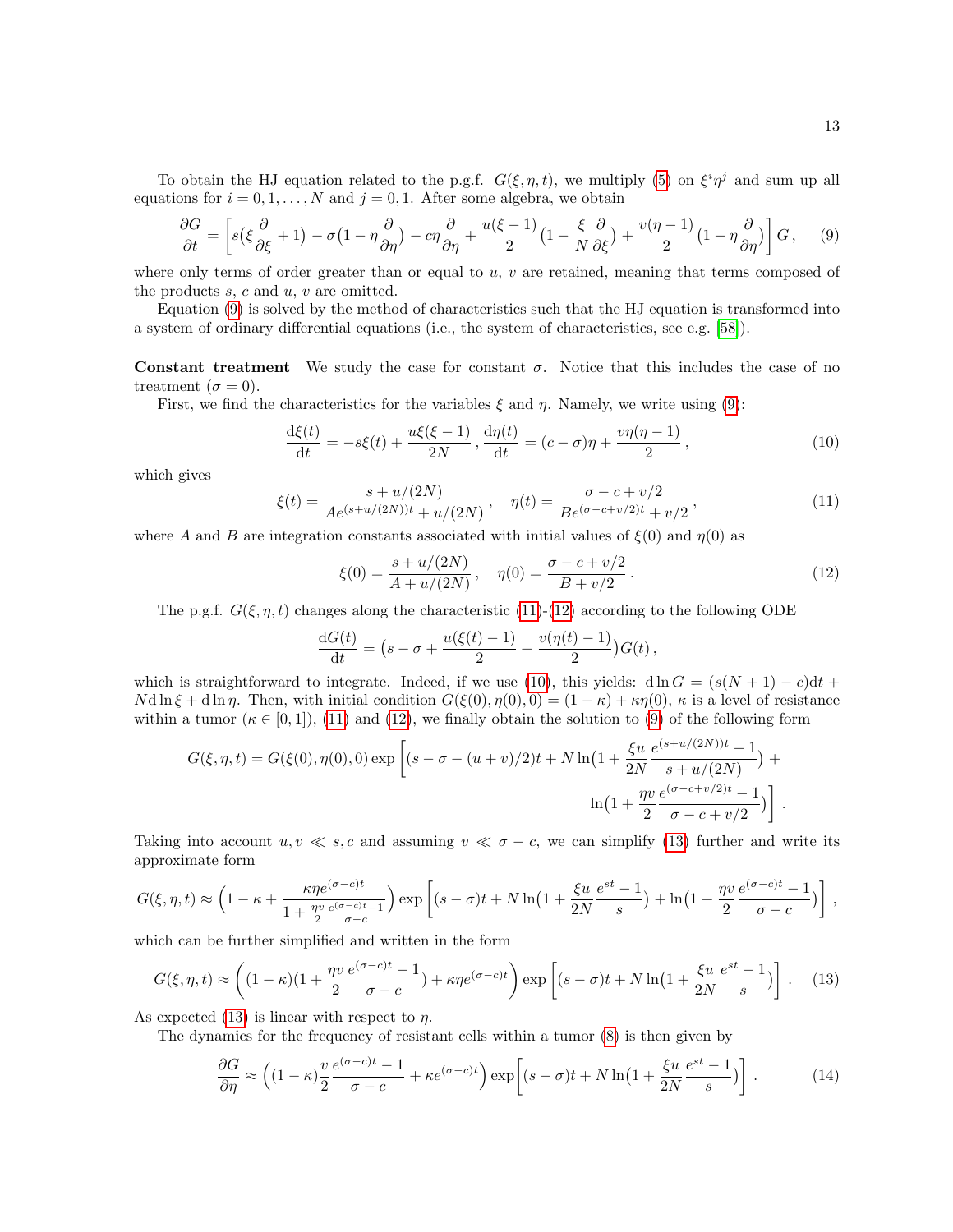To obtain the HJ equation related to the p.g.f. $G(\xi, \eta, t)$, we multiply (5) on $\xi^i \eta^j$ and sum up all equations for $i = 0, 1, \ldots, N$ and $j = 0, 1$. After some algebra, we obtain

$$\frac{\partial G}{\partial t} = \left[ s\big(\xi \frac{\partial}{\partial \xi} + 1\big) - \sigma\big(1 - \eta \frac{\partial}{\partial \eta}\big) - c\eta \frac{\partial}{\partial \eta} + \frac{u(\xi - 1)}{2}\big(1 - \frac{\xi}{N}\frac{\partial}{\partial \xi}\big) + \frac{v(\eta - 1)}{2}\big(1 - \eta \frac{\partial}{\partial \eta}\big) \right] G\,, \tag{9}$$

where only terms of order greater than or equal to $u$, $v$ are retained, meaning that terms composed of the products $s$, $c$ and $u$, $v$ are omitted.

Equation (9) is solved by the method of characteristics such that the HJ equation is transformed into a system of ordinary differential equations (i.e., the system of characteristics, see e.g. [58]).

**Constant treatment** We study the case for constant $\sigma$. Notice that this includes the case of no treatment ($\sigma = 0$).

First, we find the characteristics for the variables $\xi$ and $\eta$. Namely, we write using (9):

$$\frac{\mathrm{d}\xi(t)}{\mathrm{d}t} = -s\xi(t) + \frac{u\xi(\xi - 1)}{2N}\,, \frac{\mathrm{d}\eta(t)}{\mathrm{d}t} = (c - \sigma)\eta + \frac{v\eta(\eta - 1)}{2}\,, \tag{10}$$

which gives

$$\xi(t) = \frac{s + u/(2N)}{Ae^{(s+u/(2N))t} + u/(2N)}\,, \quad \eta(t) = \frac{\sigma - c + v/2}{Be^{(\sigma - c + v/2)t} + v/2}\,, \tag{11}$$

where $A$ and $B$ are integration constants associated with initial values of $\xi(0)$ and $\eta(0)$ as

$$\xi(0) = \frac{s + u/(2N)}{A + u/(2N)}\,, \quad \eta(0) = \frac{\sigma - c + v/2}{B + v/2}\,. \tag{12}$$

The p.g.f. $G(\xi, \eta, t)$ changes along the characteristic (11)-(12) according to the following ODE

$$\frac{\mathrm{d}G(t)}{\mathrm{d}t} = \big(s - \sigma + \frac{u(\xi(t) - 1)}{2} + \frac{v(\eta(t) - 1)}{2}\big)G(t)\,,$$

which is straightforward to integrate. Indeed, if we use (10), this yields: $\mathrm{d}\ln G = (s(N+1) - c)\mathrm{d}t + N\mathrm{d}\ln\xi + \mathrm{d}\ln\eta$. Then, with initial condition $G(\xi(0), \eta(0), 0) = (1 - \kappa) + \kappa\eta(0)$, $\kappa$ is a level of resistance within a tumor ($\kappa \in [0, 1]$), (11) and (12), we finally obtain the solution to (9) of the following form

$$G(\xi, \eta, t) = G(\xi(0), \eta(0), 0) \exp\left[ (s - \sigma - (u + v)/2)t + N\ln\big(1 + \frac{\xi u}{2N}\frac{e^{(s+u/(2N))t} - 1}{s + u/(2N)}\big) + \ln\big(1 + \frac{\eta v}{2}\frac{e^{(\sigma - c + v/2)t} - 1}{\sigma - c + v/2}\big) \right].$$

Taking into account $u, v \ll s, c$ and assuming $v \ll \sigma - c$, we can simplify (13) further and write its approximate form

$$G(\xi, \eta, t) \approx \Big(1 - \kappa + \frac{\kappa\eta e^{(\sigma - c)t}}{1 + \frac{\eta v}{2}\frac{e^{(\sigma - c)t} - 1}{\sigma - c}}\Big) \exp\left[ (s - \sigma)t + N\ln\big(1 + \frac{\xi u}{2N}\frac{e^{st} - 1}{s}\big) + \ln\big(1 + \frac{\eta v}{2}\frac{e^{(\sigma - c)t} - 1}{\sigma - c}\big) \right],$$

which can be further simplified and written in the form

$$G(\xi, \eta, t) \approx \left( (1 - \kappa)\big(1 + \frac{\eta v}{2}\frac{e^{(\sigma - c)t} - 1}{\sigma - c}\big) + \kappa\eta e^{(\sigma - c)t} \right) \exp\left[ (s - \sigma)t + N\ln\big(1 + \frac{\xi u}{2N}\frac{e^{st} - 1}{s}\big) \right]. \tag{13}$$

As expected (13) is linear with respect to $\eta$.

The dynamics for the frequency of resistant cells within a tumor (8) is then given by

$$\frac{\partial G}{\partial \eta} \approx \Big( (1 - \kappa)\frac{v}{2}\frac{e^{(\sigma - c)t} - 1}{\sigma - c} + \kappa e^{(\sigma - c)t} \Big) \exp\Big[ (s - \sigma)t + N\ln\big(1 + \frac{\xi u}{2N}\frac{e^{st} - 1}{s}\big) \Big]\,. \tag{14}$$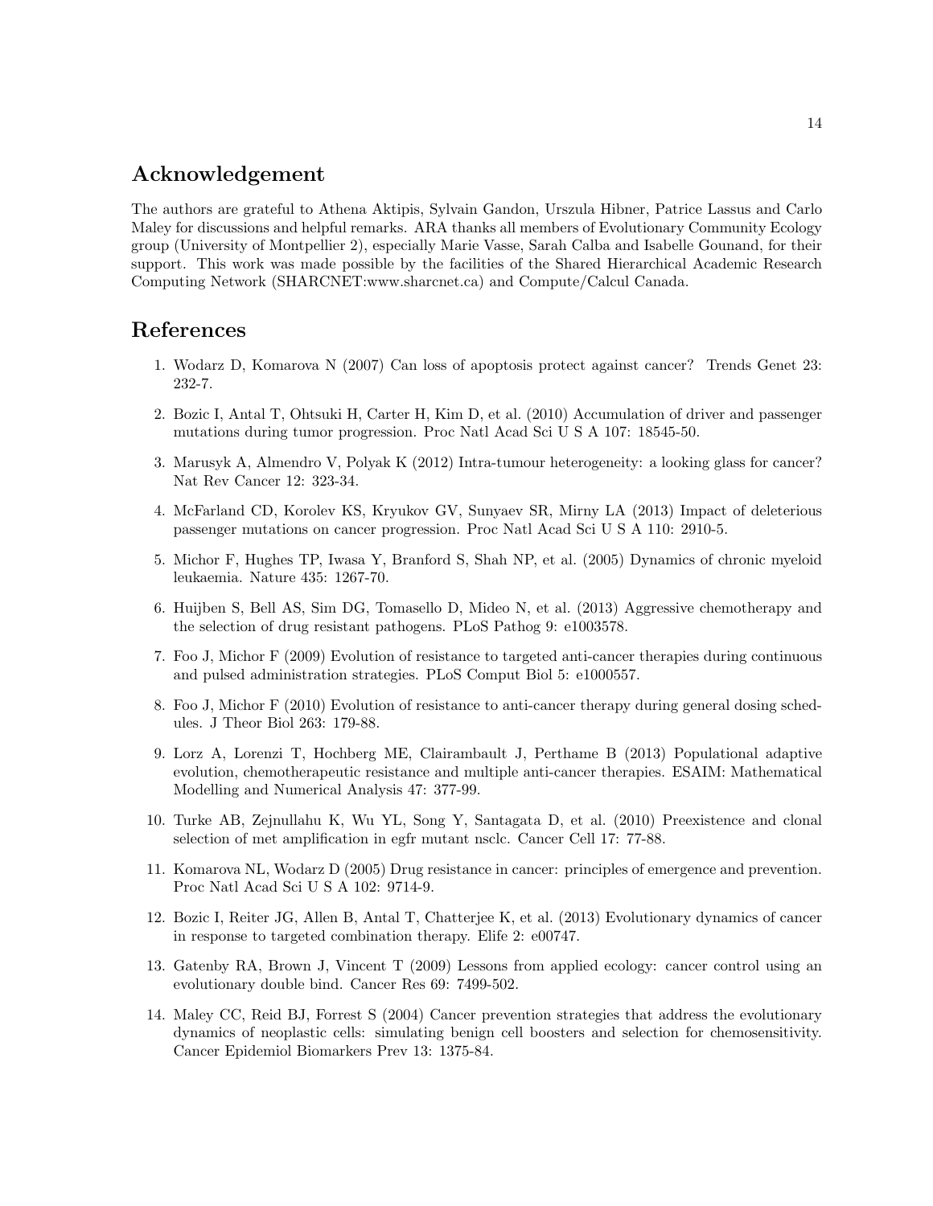## Acknowledgement

The authors are grateful to Athena Aktipis, Sylvain Gandon, Urszula Hibner, Patrice Lassus and Carlo Maley for discussions and helpful remarks. ARA thanks all members of Evolutionary Community Ecology group (University of Montpellier 2), especially Marie Vasse, Sarah Calba and Isabelle Gounand, for their support. This work was made possible by the facilities of the Shared Hierarchical Academic Research Computing Network (SHARCNET:www.sharcnet.ca) and Compute/Calcul Canada.

## References

1. Wodarz D, Komarova N (2007) Can loss of apoptosis protect against cancer? Trends Genet 23: 232-7.
2. Bozic I, Antal T, Ohtsuki H, Carter H, Kim D, et al. (2010) Accumulation of driver and passenger mutations during tumor progression. Proc Natl Acad Sci U S A 107: 18545-50.
3. Marusyk A, Almendro V, Polyak K (2012) Intra-tumour heterogeneity: a looking glass for cancer? Nat Rev Cancer 12: 323-34.
4. McFarland CD, Korolev KS, Kryukov GV, Sunyaev SR, Mirny LA (2013) Impact of deleterious passenger mutations on cancer progression. Proc Natl Acad Sci U S A 110: 2910-5.
5. Michor F, Hughes TP, Iwasa Y, Branford S, Shah NP, et al. (2005) Dynamics of chronic myeloid leukaemia. Nature 435: 1267-70.
6. Huijben S, Bell AS, Sim DG, Tomasello D, Mideo N, et al. (2013) Aggressive chemotherapy and the selection of drug resistant pathogens. PLoS Pathog 9: e1003578.
7. Foo J, Michor F (2009) Evolution of resistance to targeted anti-cancer therapies during continuous and pulsed administration strategies. PLoS Comput Biol 5: e1000557.
8. Foo J, Michor F (2010) Evolution of resistance to anti-cancer therapy during general dosing schedules. J Theor Biol 263: 179-88.
9. Lorz A, Lorenzi T, Hochberg ME, Clairambault J, Perthame B (2013) Populational adaptive evolution, chemotherapeutic resistance and multiple anti-cancer therapies. ESAIM: Mathematical Modelling and Numerical Analysis 47: 377-99.
10. Turke AB, Zejnullahu K, Wu YL, Song Y, Santagata D, et al. (2010) Preexistence and clonal selection of met amplification in egfr mutant nsclc. Cancer Cell 17: 77-88.
11. Komarova NL, Wodarz D (2005) Drug resistance in cancer: principles of emergence and prevention. Proc Natl Acad Sci U S A 102: 9714-9.
12. Bozic I, Reiter JG, Allen B, Antal T, Chatterjee K, et al. (2013) Evolutionary dynamics of cancer in response to targeted combination therapy. Elife 2: e00747.
13. Gatenby RA, Brown J, Vincent T (2009) Lessons from applied ecology: cancer control using an evolutionary double bind. Cancer Res 69: 7499-502.
14. Maley CC, Reid BJ, Forrest S (2004) Cancer prevention strategies that address the evolutionary dynamics of neoplastic cells: simulating benign cell boosters and selection for chemosensitivity. Cancer Epidemiol Biomarkers Prev 13: 1375-84.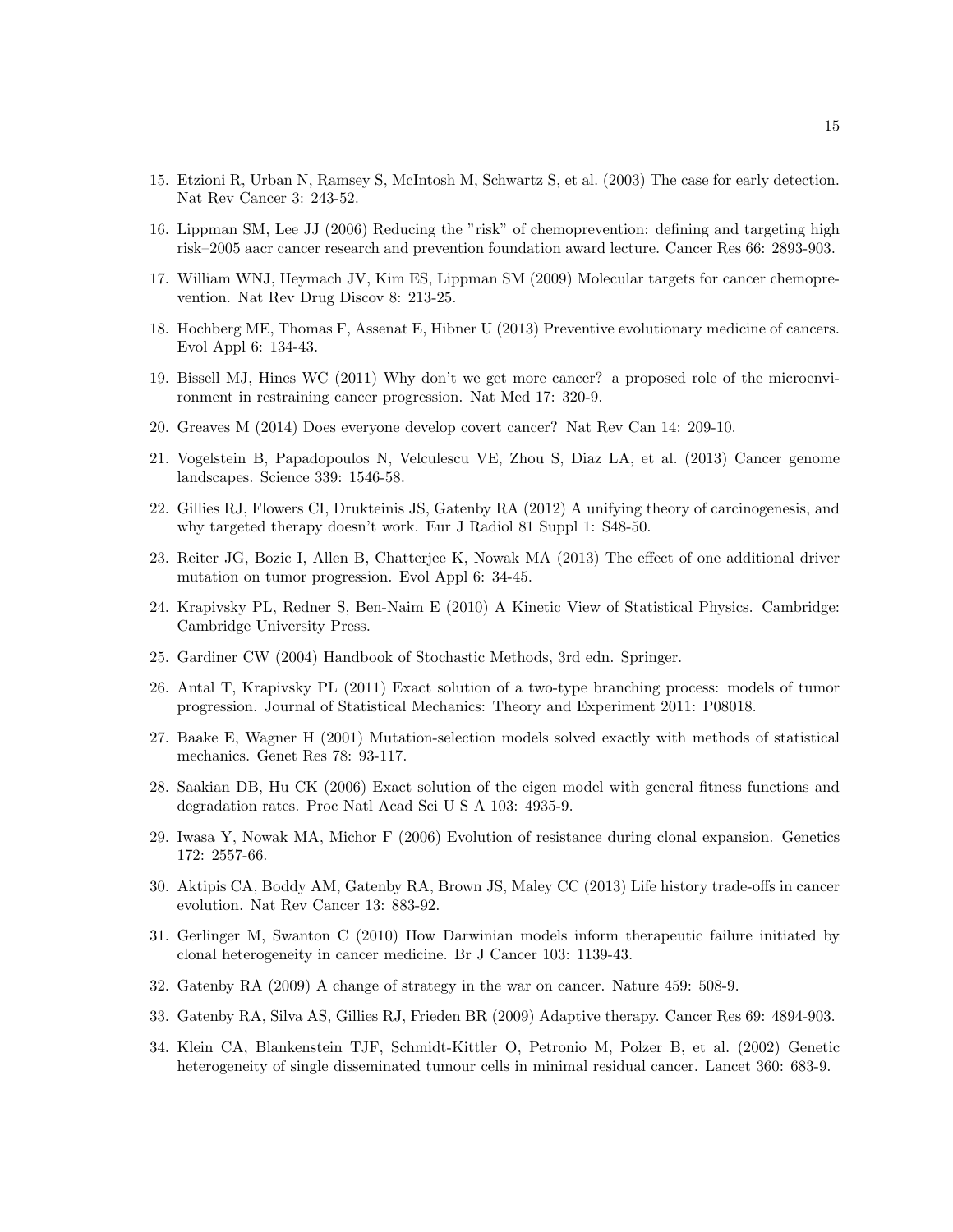15. Etzioni R, Urban N, Ramsey S, McIntosh M, Schwartz S, et al. (2003) The case for early detection. Nat Rev Cancer 3: 243-52.

16. Lippman SM, Lee JJ (2006) Reducing the "risk" of chemoprevention: defining and targeting high risk–2005 aacr cancer research and prevention foundation award lecture. Cancer Res 66: 2893-903.

17. William WNJ, Heymach JV, Kim ES, Lippman SM (2009) Molecular targets for cancer chemoprevention. Nat Rev Drug Discov 8: 213-25.

18. Hochberg ME, Thomas F, Assenat E, Hibner U (2013) Preventive evolutionary medicine of cancers. Evol Appl 6: 134-43.

19. Bissell MJ, Hines WC (2011) Why don't we get more cancer? a proposed role of the microenvironment in restraining cancer progression. Nat Med 17: 320-9.

20. Greaves M (2014) Does everyone develop covert cancer? Nat Rev Can 14: 209-10.

21. Vogelstein B, Papadopoulos N, Velculescu VE, Zhou S, Diaz LA, et al. (2013) Cancer genome landscapes. Science 339: 1546-58.

22. Gillies RJ, Flowers CI, Drukteinis JS, Gatenby RA (2012) A unifying theory of carcinogenesis, and why targeted therapy doesn't work. Eur J Radiol 81 Suppl 1: S48-50.

23. Reiter JG, Bozic I, Allen B, Chatterjee K, Nowak MA (2013) The effect of one additional driver mutation on tumor progression. Evol Appl 6: 34-45.

24. Krapivsky PL, Redner S, Ben-Naim E (2010) A Kinetic View of Statistical Physics. Cambridge: Cambridge University Press.

25. Gardiner CW (2004) Handbook of Stochastic Methods, 3rd edn. Springer.

26. Antal T, Krapivsky PL (2011) Exact solution of a two-type branching process: models of tumor progression. Journal of Statistical Mechanics: Theory and Experiment 2011: P08018.

27. Baake E, Wagner H (2001) Mutation-selection models solved exactly with methods of statistical mechanics. Genet Res 78: 93-117.

28. Saakian DB, Hu CK (2006) Exact solution of the eigen model with general fitness functions and degradation rates. Proc Natl Acad Sci U S A 103: 4935-9.

29. Iwasa Y, Nowak MA, Michor F (2006) Evolution of resistance during clonal expansion. Genetics 172: 2557-66.

30. Aktipis CA, Boddy AM, Gatenby RA, Brown JS, Maley CC (2013) Life history trade-offs in cancer evolution. Nat Rev Cancer 13: 883-92.

31. Gerlinger M, Swanton C (2010) How Darwinian models inform therapeutic failure initiated by clonal heterogeneity in cancer medicine. Br J Cancer 103: 1139-43.

32. Gatenby RA (2009) A change of strategy in the war on cancer. Nature 459: 508-9.

33. Gatenby RA, Silva AS, Gillies RJ, Frieden BR (2009) Adaptive therapy. Cancer Res 69: 4894-903.

34. Klein CA, Blankenstein TJF, Schmidt-Kittler O, Petronio M, Polzer B, et al. (2002) Genetic heterogeneity of single disseminated tumour cells in minimal residual cancer. Lancet 360: 683-9.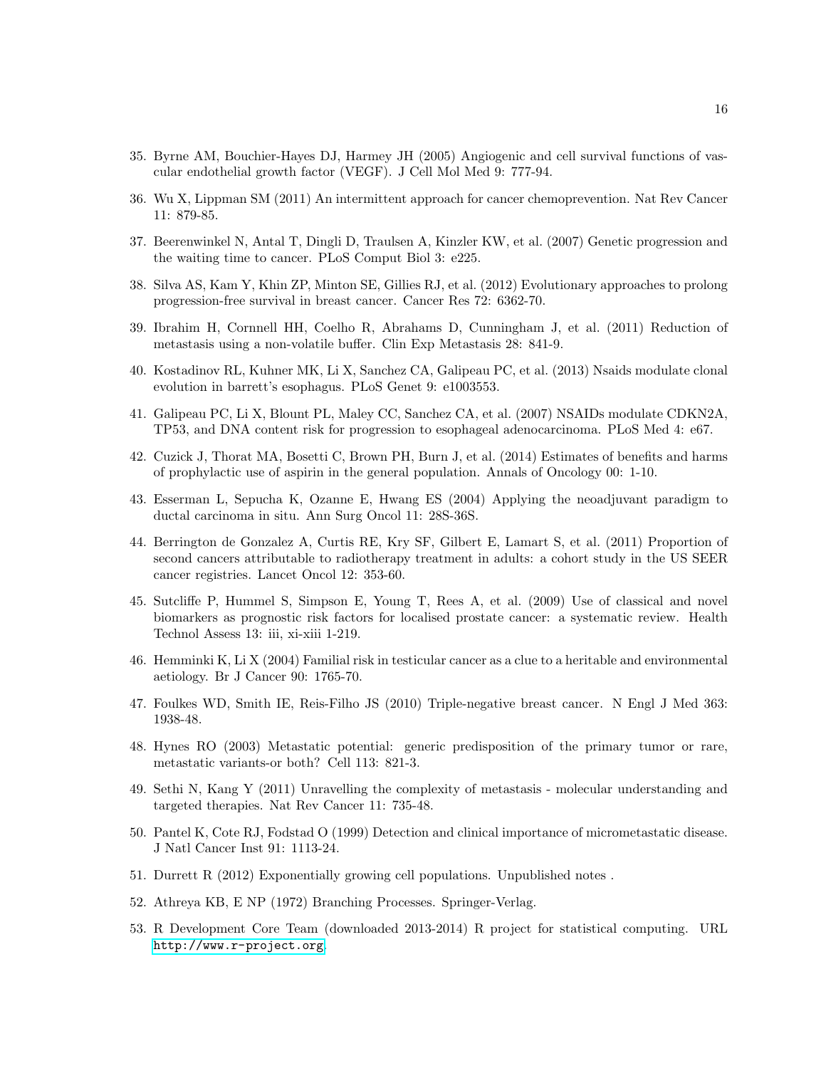35. Byrne AM, Bouchier-Hayes DJ, Harmey JH (2005) Angiogenic and cell survival functions of vascular endothelial growth factor (VEGF). J Cell Mol Med 9: 777-94.

36. Wu X, Lippman SM (2011) An intermittent approach for cancer chemoprevention. Nat Rev Cancer 11: 879-85.

37. Beerenwinkel N, Antal T, Dingli D, Traulsen A, Kinzler KW, et al. (2007) Genetic progression and the waiting time to cancer. PLoS Comput Biol 3: e225.

38. Silva AS, Kam Y, Khin ZP, Minton SE, Gillies RJ, et al. (2012) Evolutionary approaches to prolong progression-free survival in breast cancer. Cancer Res 72: 6362-70.

39. Ibrahim H, Cornnell HH, Coelho R, Abrahams D, Cunningham J, et al. (2011) Reduction of metastasis using a non-volatile buffer. Clin Exp Metastasis 28: 841-9.

40. Kostadinov RL, Kuhner MK, Li X, Sanchez CA, Galipeau PC, et al. (2013) Nsaids modulate clonal evolution in barrett's esophagus. PLoS Genet 9: e1003553.

41. Galipeau PC, Li X, Blount PL, Maley CC, Sanchez CA, et al. (2007) NSAIDs modulate CDKN2A, TP53, and DNA content risk for progression to esophageal adenocarcinoma. PLoS Med 4: e67.

42. Cuzick J, Thorat MA, Bosetti C, Brown PH, Burn J, et al. (2014) Estimates of benefits and harms of prophylactic use of aspirin in the general population. Annals of Oncology 00: 1-10.

43. Esserman L, Sepucha K, Ozanne E, Hwang ES (2004) Applying the neoadjuvant paradigm to ductal carcinoma in situ. Ann Surg Oncol 11: 28S-36S.

44. Berrington de Gonzalez A, Curtis RE, Kry SF, Gilbert E, Lamart S, et al. (2011) Proportion of second cancers attributable to radiotherapy treatment in adults: a cohort study in the US SEER cancer registries. Lancet Oncol 12: 353-60.

45. Sutcliffe P, Hummel S, Simpson E, Young T, Rees A, et al. (2009) Use of classical and novel biomarkers as prognostic risk factors for localised prostate cancer: a systematic review. Health Technol Assess 13: iii, xi-xiii 1-219.

46. Hemminki K, Li X (2004) Familial risk in testicular cancer as a clue to a heritable and environmental aetiology. Br J Cancer 90: 1765-70.

47. Foulkes WD, Smith IE, Reis-Filho JS (2010) Triple-negative breast cancer. N Engl J Med 363: 1938-48.

48. Hynes RO (2003) Metastatic potential: generic predisposition of the primary tumor or rare, metastatic variants-or both? Cell 113: 821-3.

49. Sethi N, Kang Y (2011) Unravelling the complexity of metastasis - molecular understanding and targeted therapies. Nat Rev Cancer 11: 735-48.

50. Pantel K, Cote RJ, Fodstad O (1999) Detection and clinical importance of micrometastatic disease. J Natl Cancer Inst 91: 1113-24.

51. Durrett R (2012) Exponentially growing cell populations. Unpublished notes .

52. Athreya KB, E NP (1972) Branching Processes. Springer-Verlag.

53. R Development Core Team (downloaded 2013-2014) R project for statistical computing. URL http://www.r-project.org.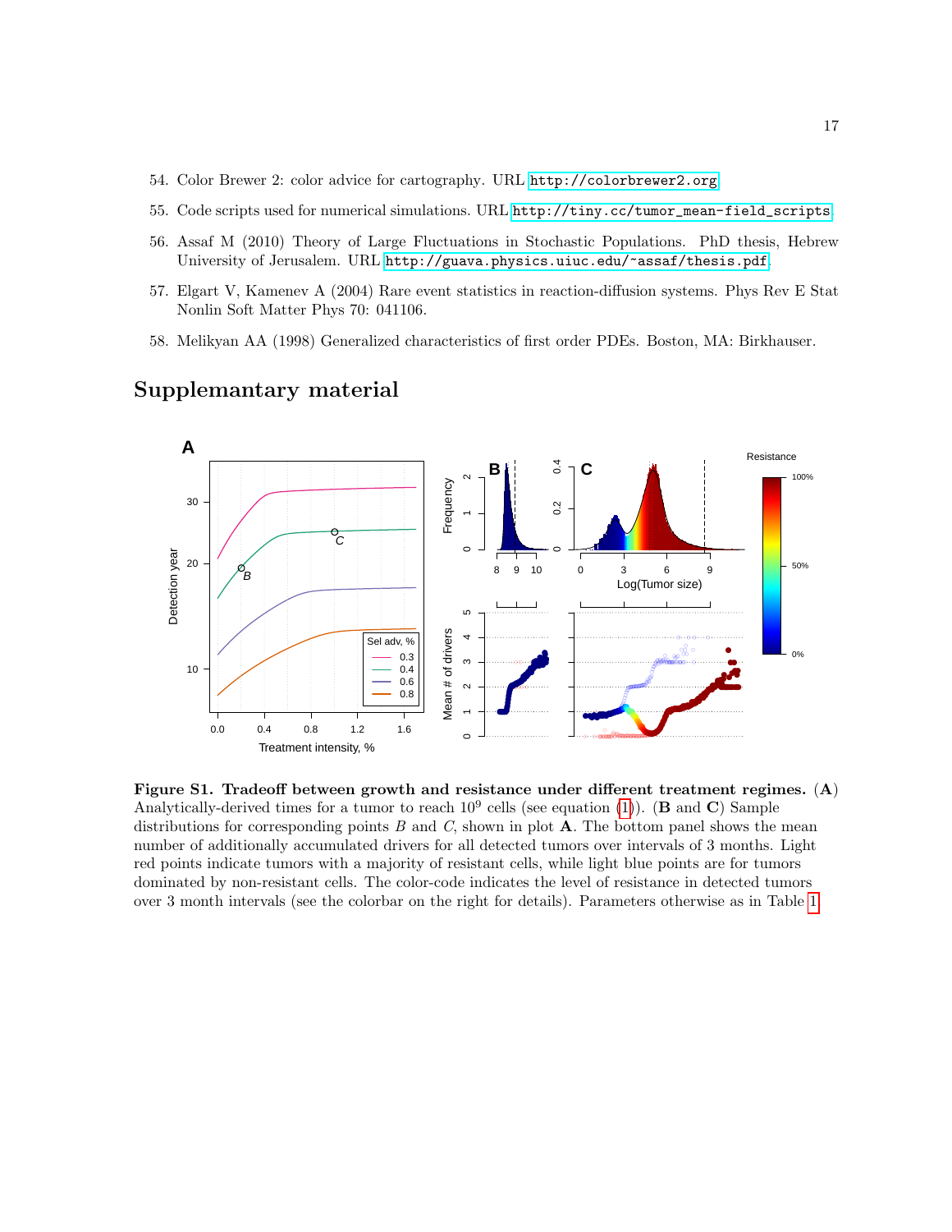54. Color Brewer 2: color advice for cartography. URL http://colorbrewer2.org

55. Code scripts used for numerical simulations. URL http://tiny.cc/tumor_mean-field_scripts

56. Assaf M (2010) Theory of Large Fluctuations in Stochastic Populations. PhD thesis, Hebrew University of Jerusalem. URL http://guava.physics.uiuc.edu/~assaf/thesis.pdf.

57. Elgart V, Kamenev A (2004) Rare event statistics in reaction-diffusion systems. Phys Rev E Stat Nonlin Soft Matter Phys 70: 041106.

58. Melikyan AA (1998) Generalized characteristics of first order PDEs. Boston, MA: Birkhauser.

## Supplemantary material

A
Detection year
10
20
30
Treatment intensity, %
0.0
0.4
0.8
1.2
1.6
B
C
Sel adv, %
0.3
0.4
0.6
0.8

B
Frequency
0
1
2
8
9
10

C
0
0.2
0.4
0
3
6
9
Log(Tumor size)

Resistance
100%
50%
0%

Mean # of drivers
0
1
2
3
4
5

**Figure S1. Tradeoff between growth and resistance under different treatment regimes.** (**A**) Analytically-derived times for a tumor to reach $10^9$ cells (see equation (1)). (**B** and **C**) Sample distributions for corresponding points *B* and *C*, shown in plot **A**. The bottom panel shows the mean number of additionally accumulated drivers for all detected tumors over intervals of 3 months. Light red points indicate tumors with a majority of resistant cells, while light blue points are for tumors dominated by non-resistant cells. The color-code indicates the level of resistance in detected tumors over 3 month intervals (see the colorbar on the right for details). Parameters otherwise as in Table 1.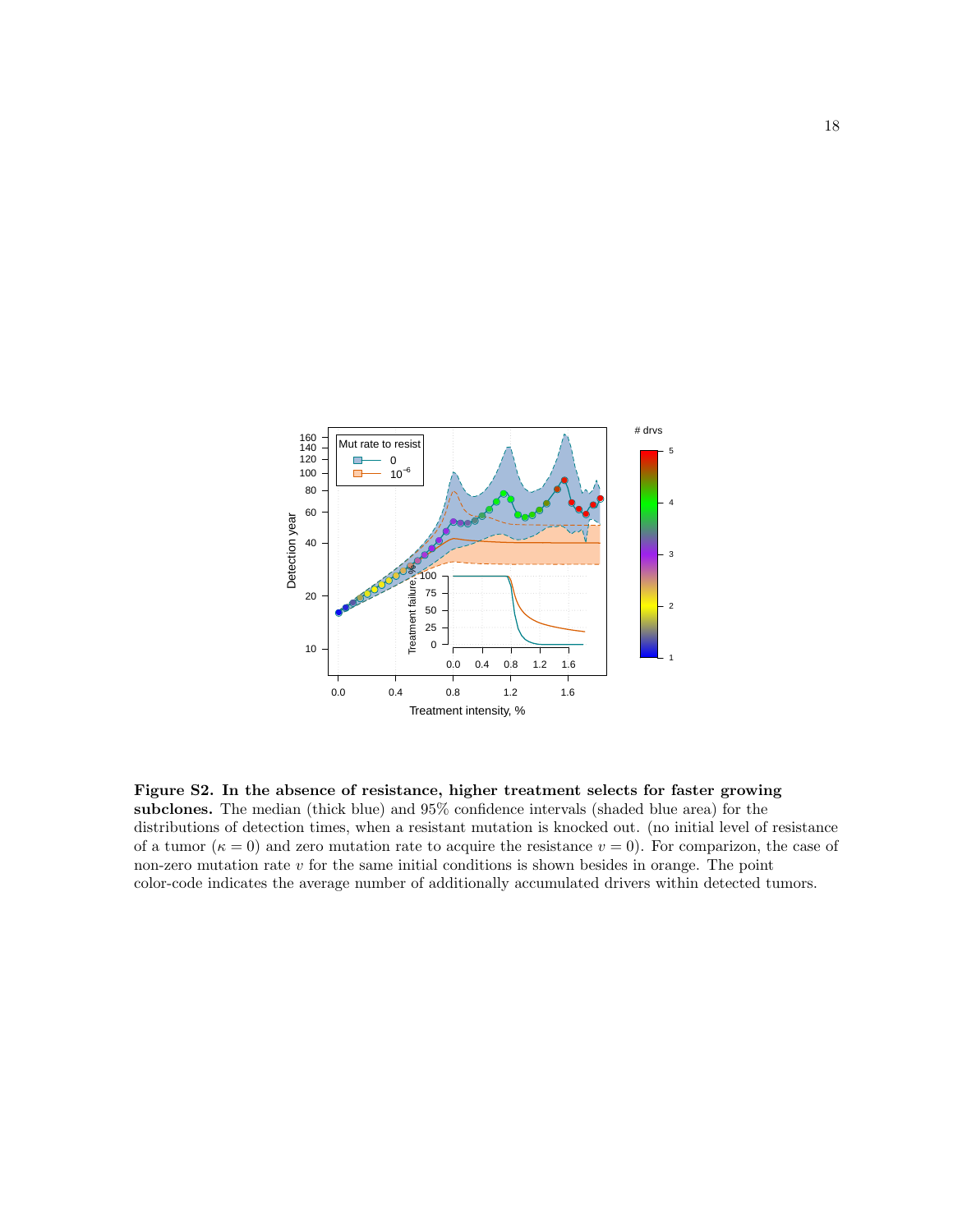Mut rate to resist
0
$10^{-6}$

Detection year

160
140
120
100
80
60
40
20
10

Treatment intensity, %

0.0
0.4
0.8
1.2
1.6

Treatment failure, %

100
75
50
25
0

0.0
0.4
0.8
1.2
1.6

# drvs

5
4
3
2
1

**Figure S2. In the absence of resistance, higher treatment selects for faster growing subclones.** The median (thick blue) and 95% confidence intervals (shaded blue area) for the distributions of detection times, when a resistant mutation is knocked out. (no initial level of resistance of a tumor ($\kappa = 0$) and zero mutation rate to acquire the resistance $v = 0$). For comparizon, the case of non-zero mutation rate $v$ for the same initial conditions is shown besides in orange. The point color-code indicates the average number of additionally accumulated drivers within detected tumors.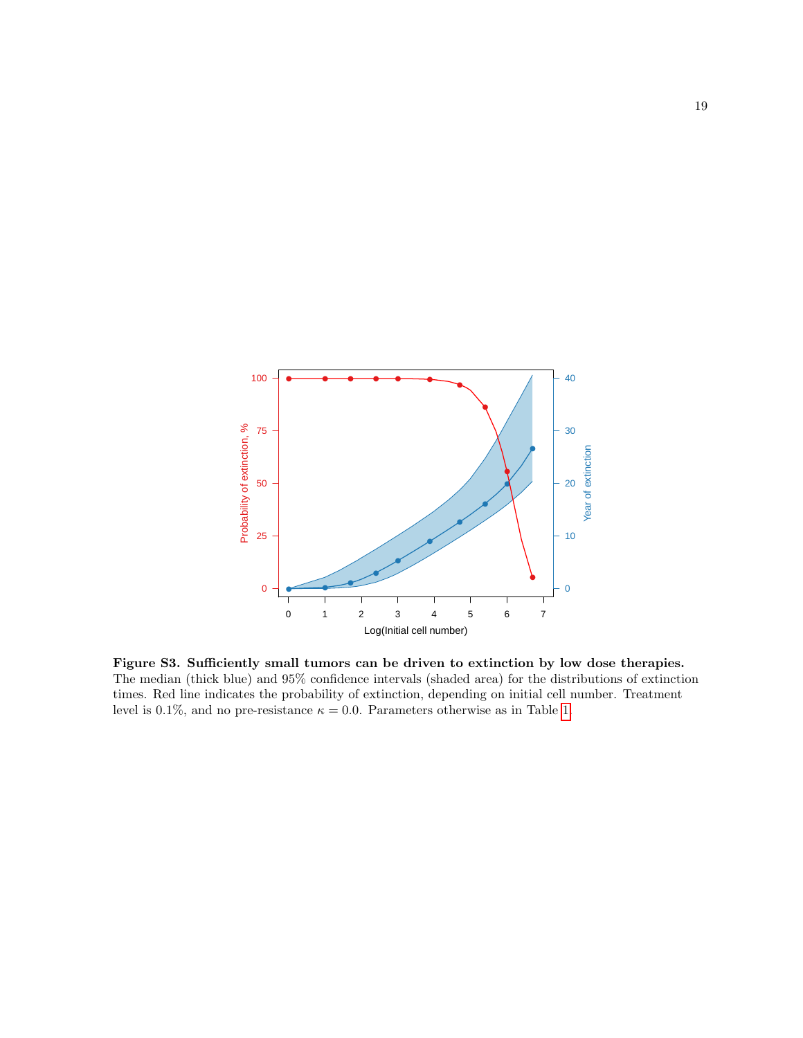Probability of extinction, %

100

75

50

25

0

Year of extinction

40

30

20

10

0

0 1 2 3 4 5 6 7

Log(Initial cell number)

**Figure S3. Sufficiently small tumors can be driven to extinction by low dose therapies.** The median (thick blue) and 95% confidence intervals (shaded area) for the distributions of extinction times. Red line indicates the probability of extinction, depending on initial cell number. Treatment level is 0.1%, and no pre-resistance $\kappa = 0.0$. Parameters otherwise as in Table 1.